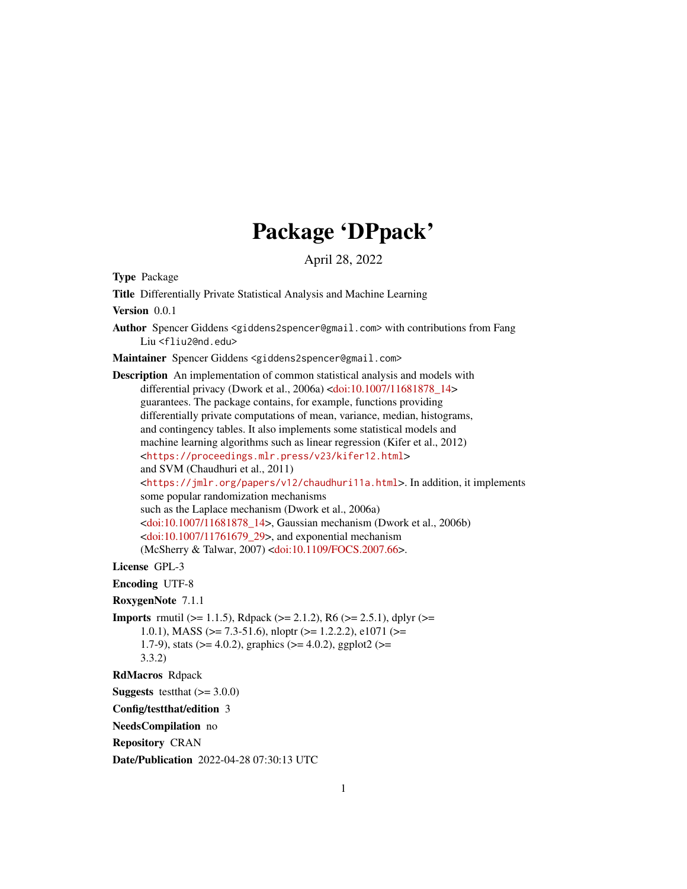# Package 'DPpack'

April 28, 2022

**Type** Package

**Title** Differentially Private Statistical Analysis and Machine Learning

**Version** 0.0.1

**Author** Spencer Giddens <giddens2spencer@gmail.com> with contributions from Fang Liu <fliu2@nd.edu>

**Maintainer** Spencer Giddens <giddens2spencer@gmail.com>

**Description** An implementation of common statistical analysis and models with differential privacy (Dwork et al., 2006a) <doi:10.1007/11681878_14> guarantees. The package contains, for example, functions providing differentially private computations of mean, variance, median, histograms, and contingency tables. It also implements some statistical models and machine learning algorithms such as linear regression (Kifer et al., 2012) <https://proceedings.mlr.press/v23/kifer12.html> and SVM (Chaudhuri et al., 2011) <https://jmlr.org/papers/v12/chaudhuri11a.html>. In addition, it implements some popular randomization mechanisms such as the Laplace mechanism (Dwork et al., 2006a) <doi:10.1007/11681878_14>, Gaussian mechanism (Dwork et al., 2006b) <doi:10.1007/11761679_29>, and exponential mechanism (McSherry & Talwar, 2007) <doi:10.1109/FOCS.2007.66>.

**License** GPL-3

**Encoding** UTF-8

**RoxygenNote** 7.1.1

**Imports** rmutil (>= 1.1.5), Rdpack (>= 2.1.2), R6 (>= 2.5.1), dplyr (>= 1.0.1), MASS (>= 7.3-51.6), nloptr (>= 1.2.2.2), e1071 (>= 1.7-9), stats (>= 4.0.2), graphics (>= 4.0.2), ggplot2 (>= 3.3.2)

**RdMacros** Rdpack

**Suggests** testthat (>= 3.0.0)

**Config/testthat/edition** 3

**NeedsCompilation** no

**Repository** CRAN

**Date/Publication** 2022-04-28 07:30:13 UTC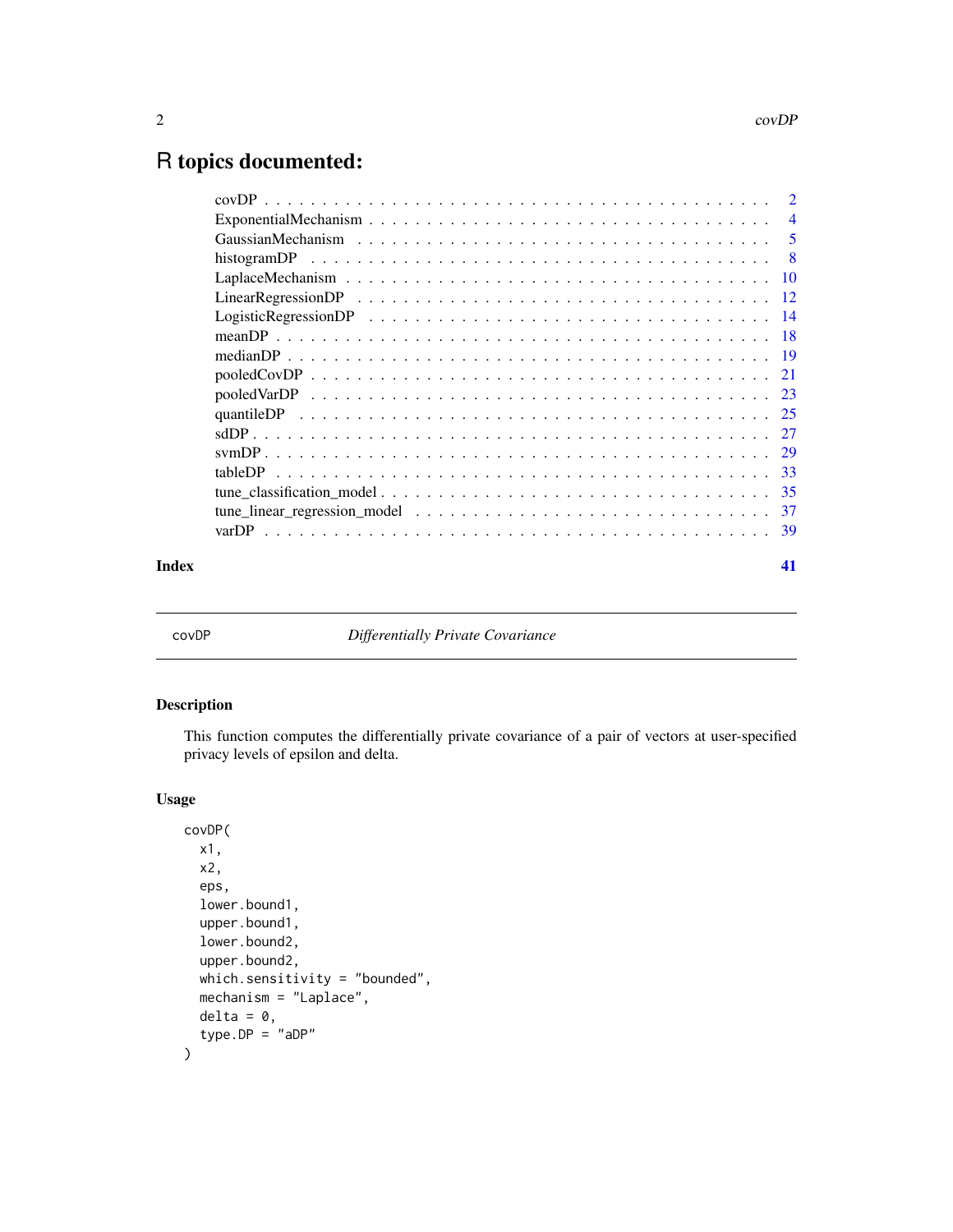# R topics documented:

| | |
|---|---|
| covDP | 2 |
| ExponentialMechanism | 4 |
| GaussianMechanism | 5 |
| histogramDP | 8 |
| LaplaceMechanism | 10 |
| LinearRegressionDP | 12 |
| LogisticRegressionDP | 14 |
| meanDP | 18 |
| medianDP | 19 |
| pooledCovDP | 21 |
| pooledVarDP | 23 |
| quantileDP | 25 |
| sdDP | 27 |
| svmDP | 29 |
| tableDP | 33 |
| tune_classification_model | 35 |
| tune_linear_regression_model | 37 |
| varDP | 39 |
| **Index** | **41** |

---

covDP *Differentially Private Covariance*

---

## Description

This function computes the differentially private covariance of a pair of vectors at user-specified privacy levels of epsilon and delta.

## Usage

```
covDP(
  x1,
  x2,
  eps,
  lower.bound1,
  upper.bound1,
  lower.bound2,
  upper.bound2,
  which.sensitivity = "bounded",
  mechanism = "Laplace",
  delta = 0,
  type.DP = "aDP"
)
```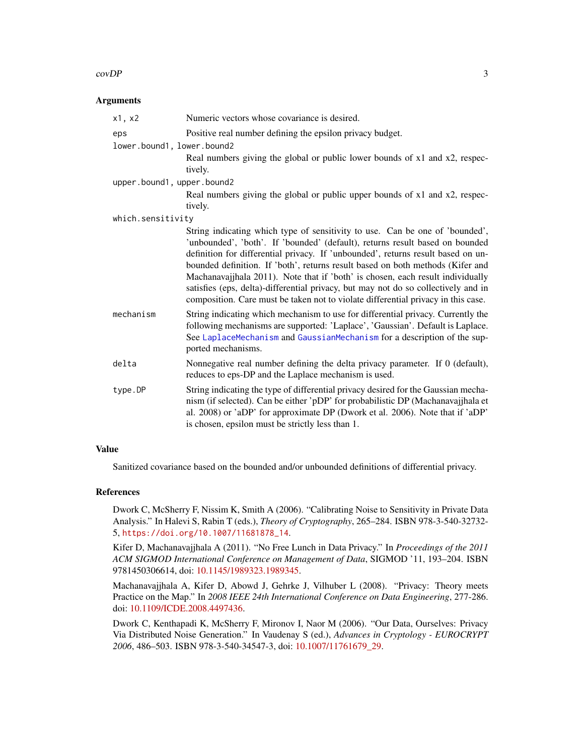## Arguments

`x1, x2`
: Numeric vectors whose covariance is desired.

`eps`
: Positive real number defining the epsilon privacy budget.

`lower.bound1, lower.bound2`
: Real numbers giving the global or public lower bounds of x1 and x2, respectively.

`upper.bound1, upper.bound2`
: Real numbers giving the global or public upper bounds of x1 and x2, respectively.

`which.sensitivity`
: String indicating which type of sensitivity to use. Can be one of 'bounded', 'unbounded', 'both'. If 'bounded' (default), returns result based on bounded definition for differential privacy. If 'unbounded', returns result based on unbounded definition. If 'both', returns result based on both methods (Kifer and Machanavajjhala 2011). Note that if 'both' is chosen, each result individually satisfies (eps, delta)-differential privacy, but may not do so collectively and in composition. Care must be taken not to violate differential privacy in this case.

`mechanism`
: String indicating which mechanism to use for differential privacy. Currently the following mechanisms are supported: 'Laplace', 'Gaussian'. Default is Laplace. See `LaplaceMechanism` and `GaussianMechanism` for a description of the supported mechanisms.

`delta`
: Nonnegative real number defining the delta privacy parameter. If 0 (default), reduces to eps-DP and the Laplace mechanism is used.

`type.DP`
: String indicating the type of differential privacy desired for the Gaussian mechanism (if selected). Can be either 'pDP' for probabilistic DP (Machanavajjhala et al. 2008) or 'aDP' for approximate DP (Dwork et al. 2006). Note that if 'aDP' is chosen, epsilon must be strictly less than 1.

## Value

Sanitized covariance based on the bounded and/or unbounded definitions of differential privacy.

## References

Dwork C, McSherry F, Nissim K, Smith A (2006). "Calibrating Noise to Sensitivity in Private Data Analysis." In Halevi S, Rabin T (eds.), *Theory of Cryptography*, 265–284. ISBN 978-3-540-32732-5, https://doi.org/10.1007/11681878_14.

Kifer D, Machanavajjhala A (2011). "No Free Lunch in Data Privacy." In *Proceedings of the 2011 ACM SIGMOD International Conference on Management of Data*, SIGMOD '11, 193–204. ISBN 9781450306614, doi: 10.1145/1989323.1989345.

Machanavajjhala A, Kifer D, Abowd J, Gehrke J, Vilhuber L (2008). "Privacy: Theory meets Practice on the Map." In *2008 IEEE 24th International Conference on Data Engineering*, 277-286. doi: 10.1109/ICDE.2008.4497436.

Dwork C, Kenthapadi K, McSherry F, Mironov I, Naor M (2006). "Our Data, Ourselves: Privacy Via Distributed Noise Generation." In Vaudenay S (ed.), *Advances in Cryptology - EUROCRYPT 2006*, 486–503. ISBN 978-3-540-34547-3, doi: 10.1007/11761679_29.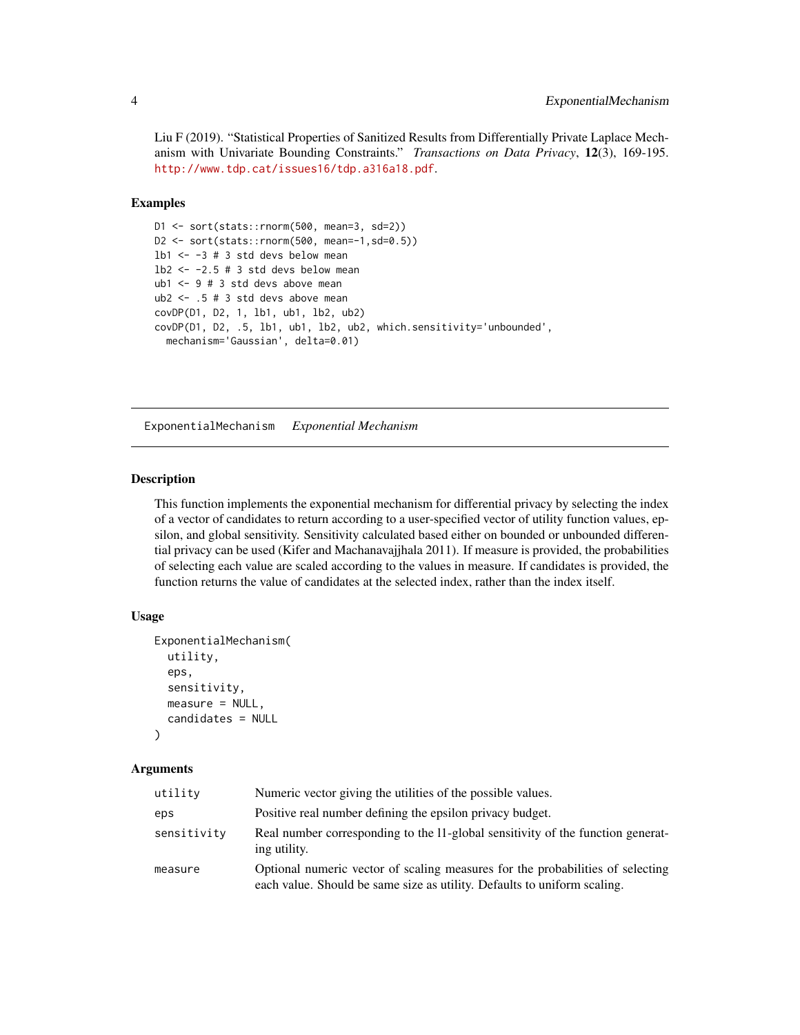Liu F (2019). "Statistical Properties of Sanitized Results from Differentially Private Laplace Mechanism with Univariate Bounding Constraints." *Transactions on Data Privacy*, **12**(3), 169-195. http://www.tdp.cat/issues16/tdp.a316a18.pdf.

### Examples

```
D1 <- sort(stats::rnorm(500, mean=3, sd=2))
D2 <- sort(stats::rnorm(500, mean=-1,sd=0.5))
lb1 <- -3 # 3 std devs below mean
lb2 <- -2.5 # 3 std devs below mean
ub1 <- 9 # 3 std devs above mean
ub2 <- .5 # 3 std devs above mean
covDP(D1, D2, 1, lb1, ub1, lb2, ub2)
covDP(D1, D2, .5, lb1, ub1, lb2, ub2, which.sensitivity='unbounded',
  mechanism='Gaussian', delta=0.01)
```

---

## ExponentialMechanism *Exponential Mechanism*

### Description

This function implements the exponential mechanism for differential privacy by selecting the index of a vector of candidates to return according to a user-specified vector of utility function values, epsilon, and global sensitivity. Sensitivity calculated based either on bounded or unbounded differential privacy can be used (Kifer and Machanavajjhala 2011). If measure is provided, the probabilities of selecting each value are scaled according to the values in measure. If candidates is provided, the function returns the value of candidates at the selected index, rather than the index itself.

### Usage

```
ExponentialMechanism(
  utility,
  eps,
  sensitivity,
  measure = NULL,
  candidates = NULL
)
```

### Arguments

| | |
|---|---|
| utility | Numeric vector giving the utilities of the possible values. |
| eps | Positive real number defining the epsilon privacy budget. |
| sensitivity | Real number corresponding to the l1-global sensitivity of the function generating utility. |
| measure | Optional numeric vector of scaling measures for the probabilities of selecting each value. Should be same size as utility. Defaults to uniform scaling. |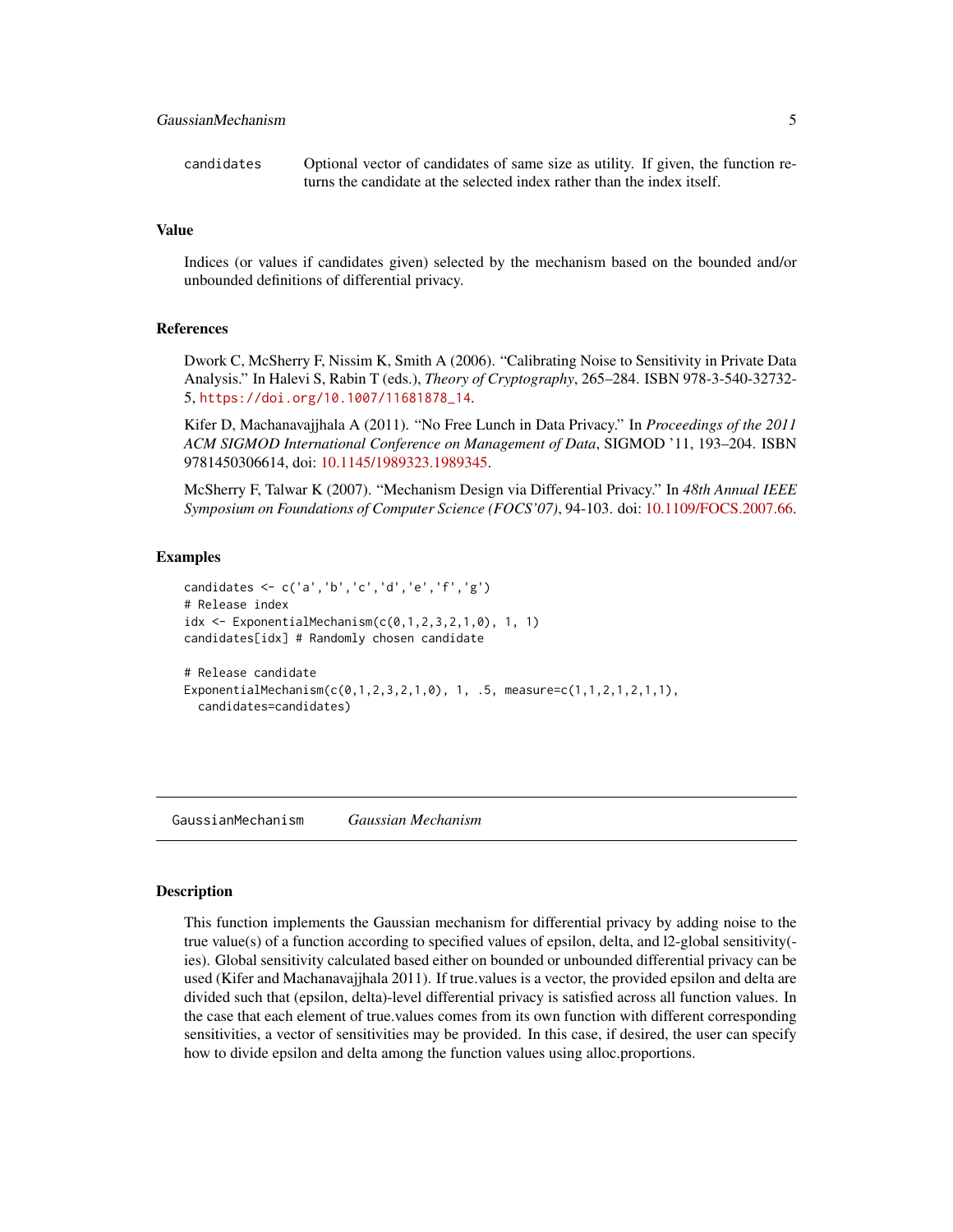candidates     Optional vector of candidates of same size as utility. If given, the function returns the candidate at the selected index rather than the index itself.

### Value

Indices (or values if candidates given) selected by the mechanism based on the bounded and/or unbounded definitions of differential privacy.

### References

Dwork C, McSherry F, Nissim K, Smith A (2006). "Calibrating Noise to Sensitivity in Private Data Analysis." In Halevi S, Rabin T (eds.), *Theory of Cryptography*, 265–284. ISBN 978-3-540-32732-5, https://doi.org/10.1007/11681878_14.

Kifer D, Machanavajjhala A (2011). "No Free Lunch in Data Privacy." In *Proceedings of the 2011 ACM SIGMOD International Conference on Management of Data*, SIGMOD '11, 193–204. ISBN 9781450306614, doi: 10.1145/1989323.1989345.

McSherry F, Talwar K (2007). "Mechanism Design via Differential Privacy." In *48th Annual IEEE Symposium on Foundations of Computer Science (FOCS'07)*, 94-103. doi: 10.1109/FOCS.2007.66.

### Examples

```
candidates <- c('a','b','c','d','e','f','g')
# Release index
idx <- ExponentialMechanism(c(0,1,2,3,2,1,0), 1, 1)
candidates[idx] # Randomly chosen candidate

# Release candidate
ExponentialMechanism(c(0,1,2,3,2,1,0), 1, .5, measure=c(1,1,2,1,2,1,1),
  candidates=candidates)
```

---

## GaussianMechanism    *Gaussian Mechanism*

### Description

This function implements the Gaussian mechanism for differential privacy by adding noise to the true value(s) of a function according to specified values of epsilon, delta, and l2-global sensitivity(-ies). Global sensitivity calculated based either on bounded or unbounded differential privacy can be used (Kifer and Machanavajjhala 2011). If true.values is a vector, the provided epsilon and delta are divided such that (epsilon, delta)-level differential privacy is satisfied across all function values. In the case that each element of true.values comes from its own function with different corresponding sensitivities, a vector of sensitivities may be provided. In this case, if desired, the user can specify how to divide epsilon and delta among the function values using alloc.proportions.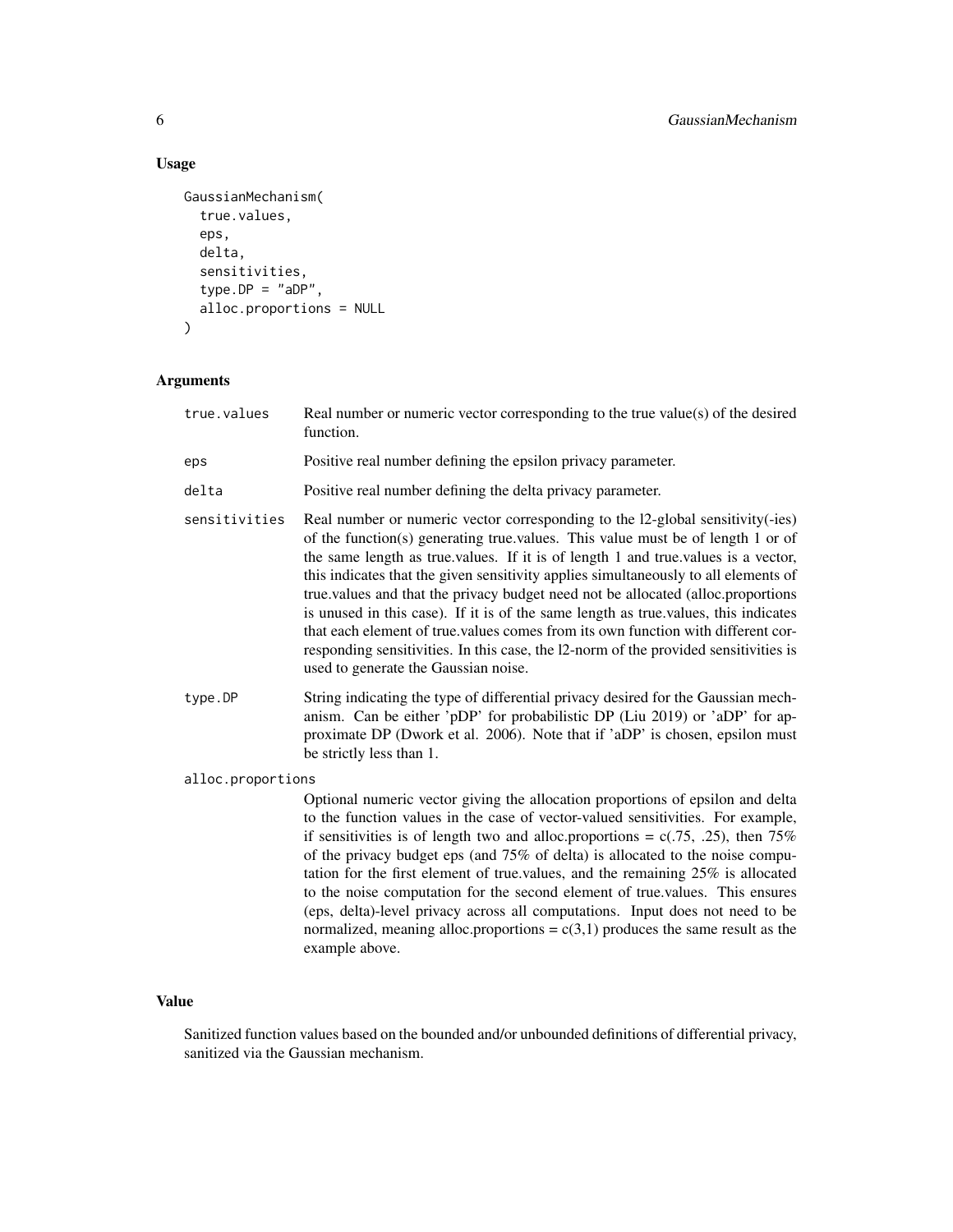## Usage

```
GaussianMechanism(
  true.values,
  eps,
  delta,
  sensitivities,
  type.DP = "aDP",
  alloc.proportions = NULL
)
```

## Arguments

- `true.values` Real number or numeric vector corresponding to the true value(s) of the desired function.
- `eps` Positive real number defining the epsilon privacy parameter.
- `delta` Positive real number defining the delta privacy parameter.
- `sensitivities` Real number or numeric vector corresponding to the l2-global sensitivity(-ies) of the function(s) generating true.values. This value must be of length 1 or of the same length as true.values. If it is of length 1 and true.values is a vector, this indicates that the given sensitivity applies simultaneously to all elements of true.values and that the privacy budget need not be allocated (alloc.proportions is unused in this case). If it is of the same length as true.values, this indicates that each element of true.values comes from its own function with different corresponding sensitivities. In this case, the l2-norm of the provided sensitivities is used to generate the Gaussian noise.
- `type.DP` String indicating the type of differential privacy desired for the Gaussian mechanism. Can be either 'pDP' for probabilistic DP (Liu 2019) or 'aDP' for approximate DP (Dwork et al. 2006). Note that if 'aDP' is chosen, epsilon must be strictly less than 1.
- `alloc.proportions` Optional numeric vector giving the allocation proportions of epsilon and delta to the function values in the case of vector-valued sensitivities. For example, if sensitivities is of length two and alloc.proportions = c(.75, .25), then 75% of the privacy budget eps (and 75% of delta) is allocated to the noise computation for the first element of true.values, and the remaining 25% is allocated to the noise computation for the second element of true.values. This ensures (eps, delta)-level privacy across all computations. Input does not need to be normalized, meaning alloc.proportions = c(3,1) produces the same result as the example above.

## Value

Sanitized function values based on the bounded and/or unbounded definitions of differential privacy, sanitized via the Gaussian mechanism.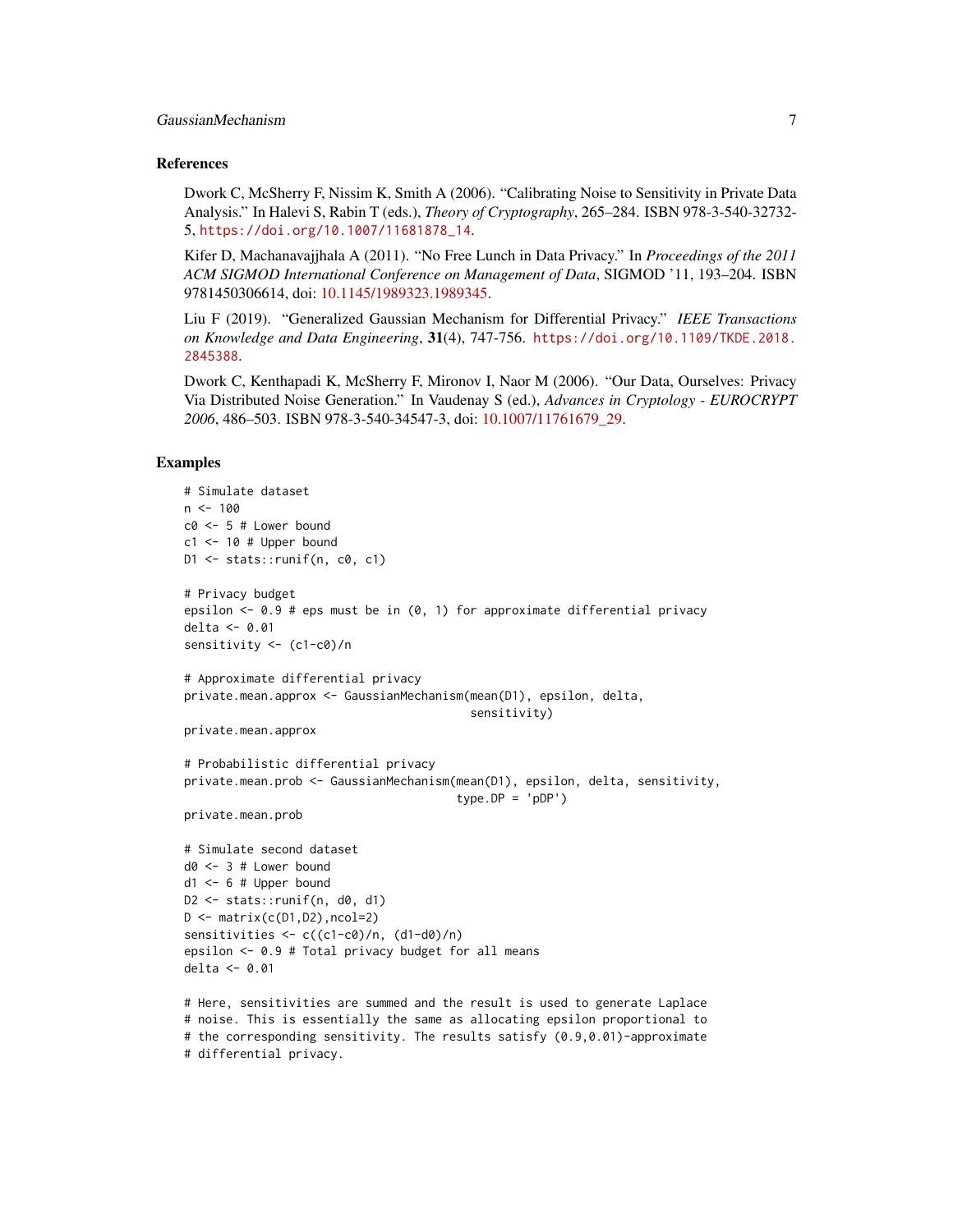### References

Dwork C, McSherry F, Nissim K, Smith A (2006). "Calibrating Noise to Sensitivity in Private Data Analysis." In Halevi S, Rabin T (eds.), *Theory of Cryptography*, 265–284. ISBN 978-3-540-32732-5, https://doi.org/10.1007/11681878_14.

Kifer D, Machanavajjhala A (2011). "No Free Lunch in Data Privacy." In *Proceedings of the 2011 ACM SIGMOD International Conference on Management of Data*, SIGMOD '11, 193–204. ISBN 9781450306614, doi: 10.1145/1989323.1989345.

Liu F (2019). "Generalized Gaussian Mechanism for Differential Privacy." *IEEE Transactions on Knowledge and Data Engineering*, **31**(4), 747-756. https://doi.org/10.1109/TKDE.2018.2845388.

Dwork C, Kenthapadi K, McSherry F, Mironov I, Naor M (2006). "Our Data, Ourselves: Privacy Via Distributed Noise Generation." In Vaudenay S (ed.), *Advances in Cryptology - EUROCRYPT 2006*, 486–503. ISBN 978-3-540-34547-3, doi: 10.1007/11761679_29.

### Examples

```
# Simulate dataset
n <- 100
c0 <- 5 # Lower bound
c1 <- 10 # Upper bound
D1 <- stats::runif(n, c0, c1)

# Privacy budget
epsilon <- 0.9 # eps must be in (0, 1) for approximate differential privacy
delta <- 0.01
sensitivity <- (c1-c0)/n

# Approximate differential privacy
private.mean.approx <- GaussianMechanism(mean(D1), epsilon, delta,
                                         sensitivity)
private.mean.approx

# Probabilistic differential privacy
private.mean.prob <- GaussianMechanism(mean(D1), epsilon, delta, sensitivity,
                                       type.DP = 'pDP')
private.mean.prob

# Simulate second dataset
d0 <- 3 # Lower bound
d1 <- 6 # Upper bound
D2 <- stats::runif(n, d0, d1)
D <- matrix(c(D1,D2),ncol=2)
sensitivities <- c((c1-c0)/n, (d1-d0)/n)
epsilon <- 0.9 # Total privacy budget for all means
delta <- 0.01

# Here, sensitivities are summed and the result is used to generate Laplace
# noise. This is essentially the same as allocating epsilon proportional to
# the corresponding sensitivity. The results satisfy (0.9,0.01)-approximate
# differential privacy.
```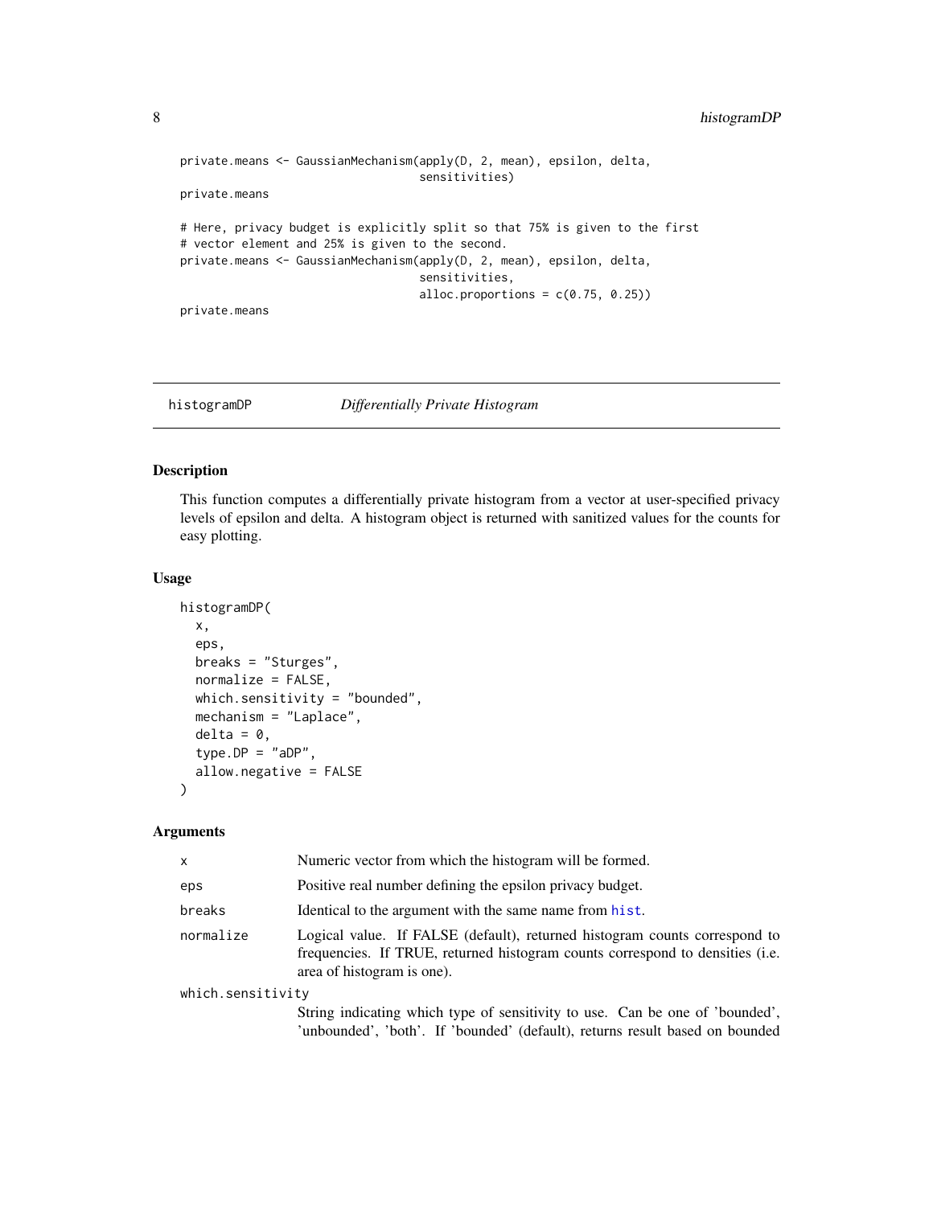```
private.means <- GaussianMechanism(apply(D, 2, mean), epsilon, delta,
                                   sensitivities)
private.means

# Here, privacy budget is explicitly split so that 75% is given to the first
# vector element and 25% is given to the second.
private.means <- GaussianMechanism(apply(D, 2, mean), epsilon, delta,
                                   sensitivities,
                                   alloc.proportions = c(0.75, 0.25))
private.means
```

---

## histogramDP *Differentially Private Histogram*

---

### Description

This function computes a differentially private histogram from a vector at user-specified privacy levels of epsilon and delta. A histogram object is returned with sanitized values for the counts for easy plotting.

### Usage

```
histogramDP(
  x,
  eps,
  breaks = "Sturges",
  normalize = FALSE,
  which.sensitivity = "bounded",
  mechanism = "Laplace",
  delta = 0,
  type.DP = "aDP",
  allow.negative = FALSE
)
```

### Arguments

| | |
|---|---|
| `x` | Numeric vector from which the histogram will be formed. |
| `eps` | Positive real number defining the epsilon privacy budget. |
| `breaks` | Identical to the argument with the same name from `hist`. |
| `normalize` | Logical value. If FALSE (default), returned histogram counts correspond to frequencies. If TRUE, returned histogram counts correspond to densities (i.e. area of histogram is one). |
| `which.sensitivity` | String indicating which type of sensitivity to use. Can be one of 'bounded', 'unbounded', 'both'. If 'bounded' (default), returns result based on bounded |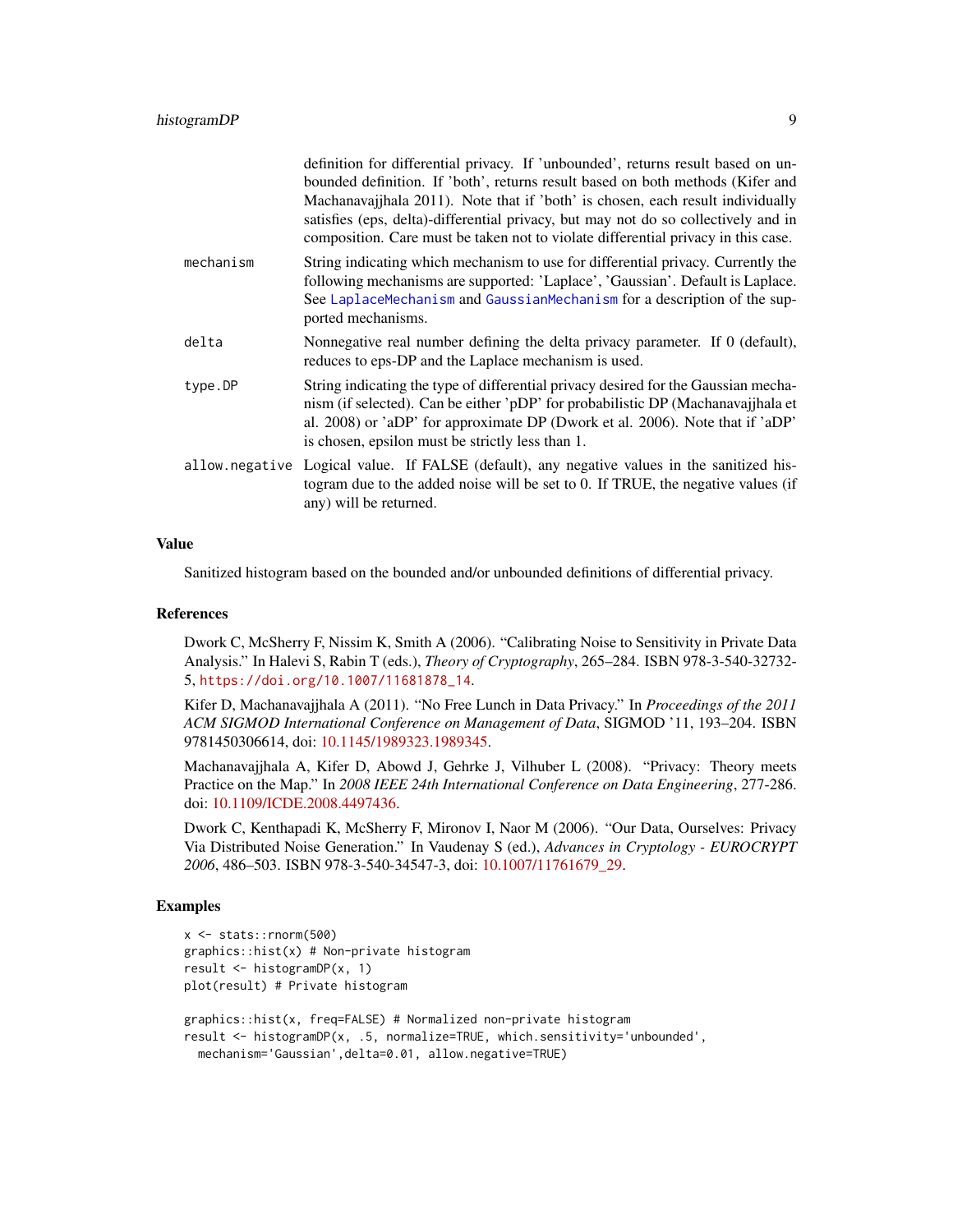definition for differential privacy. If 'unbounded', returns result based on unbounded definition. If 'both', returns result based on both methods (Kifer and Machanavajjhala 2011). Note that if 'both' is chosen, each result individually satisfies (eps, delta)-differential privacy, but may not do so collectively and in composition. Care must be taken not to violate differential privacy in this case.

`mechanism` String indicating which mechanism to use for differential privacy. Currently the following mechanisms are supported: 'Laplace', 'Gaussian'. Default is Laplace. See `LaplaceMechanism` and `GaussianMechanism` for a description of the supported mechanisms.

`delta` Nonnegative real number defining the delta privacy parameter. If 0 (default), reduces to eps-DP and the Laplace mechanism is used.

`type.DP` String indicating the type of differential privacy desired for the Gaussian mechanism (if selected). Can be either 'pDP' for probabilistic DP (Machanavajjhala et al. 2008) or 'aDP' for approximate DP (Dwork et al. 2006). Note that if 'aDP' is chosen, epsilon must be strictly less than 1.

`allow.negative` Logical value. If FALSE (default), any negative values in the sanitized histogram due to the added noise will be set to 0. If TRUE, the negative values (if any) will be returned.

## Value

Sanitized histogram based on the bounded and/or unbounded definitions of differential privacy.

## References

Dwork C, McSherry F, Nissim K, Smith A (2006). "Calibrating Noise to Sensitivity in Private Data Analysis." In Halevi S, Rabin T (eds.), *Theory of Cryptography*, 265–284. ISBN 978-3-540-32732-5, https://doi.org/10.1007/11681878_14.

Kifer D, Machanavajjhala A (2011). "No Free Lunch in Data Privacy." In *Proceedings of the 2011 ACM SIGMOD International Conference on Management of Data*, SIGMOD '11, 193–204. ISBN 9781450306614, doi: 10.1145/1989323.1989345.

Machanavajjhala A, Kifer D, Abowd J, Gehrke J, Vilhuber L (2008). "Privacy: Theory meets Practice on the Map." In *2008 IEEE 24th International Conference on Data Engineering*, 277-286. doi: 10.1109/ICDE.2008.4497436.

Dwork C, Kenthapadi K, McSherry F, Mironov I, Naor M (2006). "Our Data, Ourselves: Privacy Via Distributed Noise Generation." In Vaudenay S (ed.), *Advances in Cryptology - EUROCRYPT 2006*, 486–503. ISBN 978-3-540-34547-3, doi: 10.1007/11761679_29.

## Examples

```
x <- stats::rnorm(500)
graphics::hist(x) # Non-private histogram
result <- histogramDP(x, 1)
plot(result) # Private histogram

graphics::hist(x, freq=FALSE) # Normalized non-private histogram
result <- histogramDP(x, .5, normalize=TRUE, which.sensitivity='unbounded',
  mechanism='Gaussian',delta=0.01, allow.negative=TRUE)
```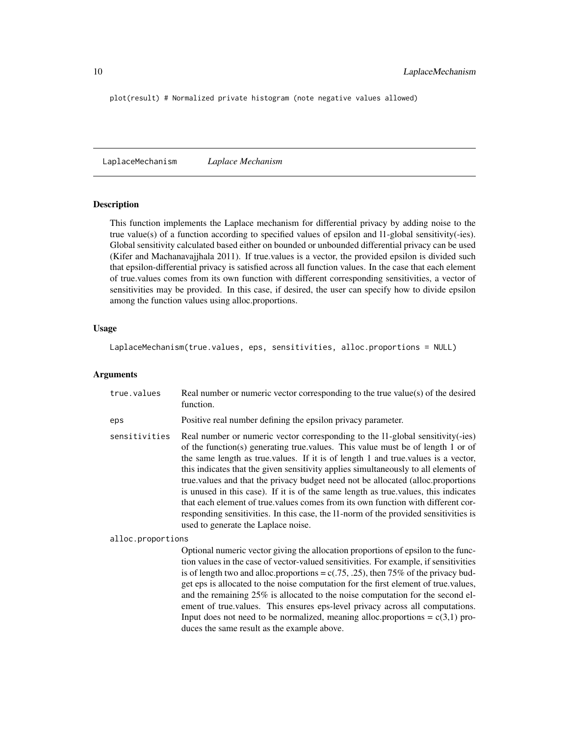```
plot(result) # Normalized private histogram (note negative values allowed)
```

---

LaplaceMechanism &nbsp;&nbsp;&nbsp;&nbsp; *Laplace Mechanism*

---

### Description

This function implements the Laplace mechanism for differential privacy by adding noise to the true value(s) of a function according to specified values of epsilon and l1-global sensitivity(-ies). Global sensitivity calculated based either on bounded or unbounded differential privacy can be used (Kifer and Machanavajjhala 2011). If true.values is a vector, the provided epsilon is divided such that epsilon-differential privacy is satisfied across all function values. In the case that each element of true.values comes from its own function with different corresponding sensitivities, a vector of sensitivities may be provided. In this case, if desired, the user can specify how to divide epsilon among the function values using alloc.proportions.

### Usage

```
LaplaceMechanism(true.values, eps, sensitivities, alloc.proportions = NULL)
```

### Arguments

`true.values` &nbsp;&nbsp; Real number or numeric vector corresponding to the true value(s) of the desired function.

`eps` &nbsp;&nbsp; Positive real number defining the epsilon privacy parameter.

`sensitivities` &nbsp;&nbsp; Real number or numeric vector corresponding to the l1-global sensitivity(-ies) of the function(s) generating true.values. This value must be of length 1 or of the same length as true.values. If it is of length 1 and true.values is a vector, this indicates that the given sensitivity applies simultaneously to all elements of true.values and that the privacy budget need not be allocated (alloc.proportions is unused in this case). If it is of the same length as true.values, this indicates that each element of true.values comes from its own function with different corresponding sensitivities. In this case, the l1-norm of the provided sensitivities is used to generate the Laplace noise.

`alloc.proportions` &nbsp;&nbsp; Optional numeric vector giving the allocation proportions of epsilon to the function values in the case of vector-valued sensitivities. For example, if sensitivities is of length two and alloc.proportions = c(.75, .25), then 75% of the privacy budget eps is allocated to the noise computation for the first element of true.values, and the remaining 25% is allocated to the noise computation for the second element of true.values. This ensures eps-level privacy across all computations. Input does not need to be normalized, meaning alloc.proportions = c(3,1) produces the same result as the example above.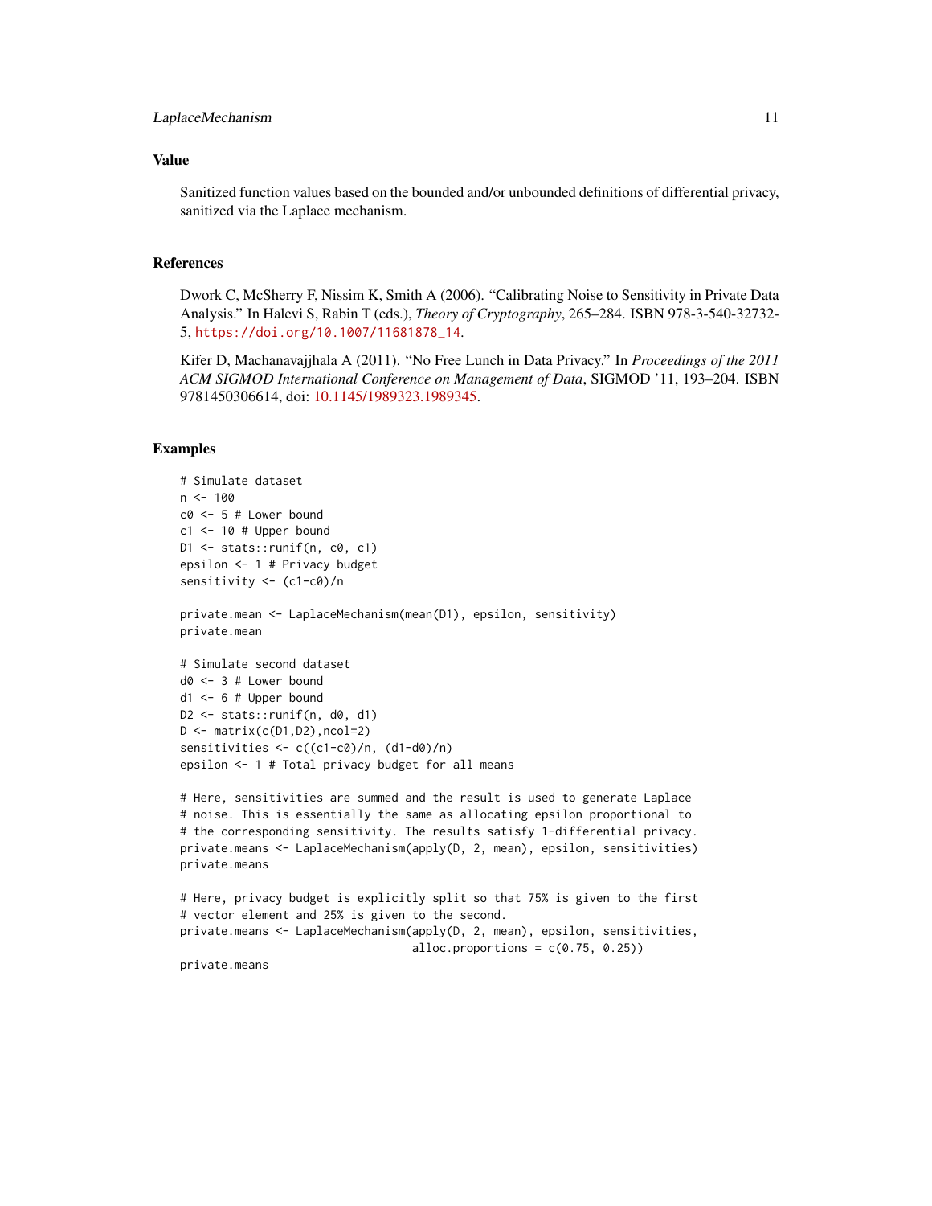## Value

Sanitized function values based on the bounded and/or unbounded definitions of differential privacy, sanitized via the Laplace mechanism.

## References

Dwork C, McSherry F, Nissim K, Smith A (2006). "Calibrating Noise to Sensitivity in Private Data Analysis." In Halevi S, Rabin T (eds.), *Theory of Cryptography*, 265–284. ISBN 978-3-540-32732-5, https://doi.org/10.1007/11681878_14.

Kifer D, Machanavajjhala A (2011). "No Free Lunch in Data Privacy." In *Proceedings of the 2011 ACM SIGMOD International Conference on Management of Data*, SIGMOD '11, 193–204. ISBN 9781450306614, doi: 10.1145/1989323.1989345.

## Examples

```
# Simulate dataset
n <- 100
c0 <- 5 # Lower bound
c1 <- 10 # Upper bound
D1 <- stats::runif(n, c0, c1)
epsilon <- 1 # Privacy budget
sensitivity <- (c1-c0)/n

private.mean <- LaplaceMechanism(mean(D1), epsilon, sensitivity)
private.mean

# Simulate second dataset
d0 <- 3 # Lower bound
d1 <- 6 # Upper bound
D2 <- stats::runif(n, d0, d1)
D <- matrix(c(D1,D2),ncol=2)
sensitivities <- c((c1-c0)/n, (d1-d0)/n)
epsilon <- 1 # Total privacy budget for all means

# Here, sensitivities are summed and the result is used to generate Laplace
# noise. This is essentially the same as allocating epsilon proportional to
# the corresponding sensitivity. The results satisfy 1-differential privacy.
private.means <- LaplaceMechanism(apply(D, 2, mean), epsilon, sensitivities)
private.means

# Here, privacy budget is explicitly split so that 75% is given to the first
# vector element and 25% is given to the second.
private.means <- LaplaceMechanism(apply(D, 2, mean), epsilon, sensitivities,
                                  alloc.proportions = c(0.75, 0.25))
private.means
```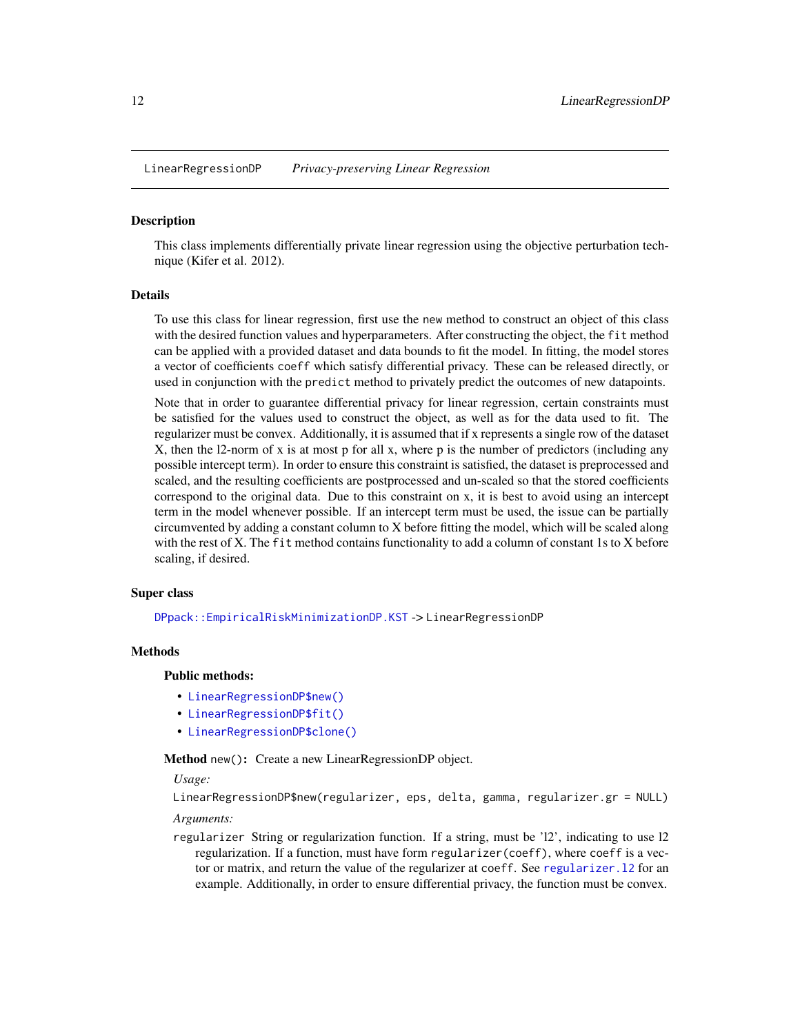LinearRegressionDP *Privacy-preserving Linear Regression*

## Description

This class implements differentially private linear regression using the objective perturbation technique (Kifer et al. 2012).

## Details

To use this class for linear regression, first use the new method to construct an object of this class with the desired function values and hyperparameters. After constructing the object, the `fit` method can be applied with a provided dataset and data bounds to fit the model. In fitting, the model stores a vector of coefficients `coeff` which satisfy differential privacy. These can be released directly, or used in conjunction with the `predict` method to privately predict the outcomes of new datapoints.

Note that in order to guarantee differential privacy for linear regression, certain constraints must be satisfied for the values used to construct the object, as well as for the data used to fit. The regularizer must be convex. Additionally, it is assumed that if x represents a single row of the dataset X, then the l2-norm of x is at most p for all x, where p is the number of predictors (including any possible intercept term). In order to ensure this constraint is satisfied, the dataset is preprocessed and scaled, and the resulting coefficients are postprocessed and un-scaled so that the stored coefficients correspond to the original data. Due to this constraint on x, it is best to avoid using an intercept term in the model whenever possible. If an intercept term must be used, the issue can be partially circumvented by adding a constant column to X before fitting the model, which will be scaled along with the rest of X. The `fit` method contains functionality to add a column of constant 1s to X before scaling, if desired.

## Super class

`DPpack::EmpiricalRiskMinimizationDP.KST` -> `LinearRegressionDP`

## Methods

### Public methods:

- `LinearRegressionDP$new()`
- `LinearRegressionDP$fit()`
- `LinearRegressionDP$clone()`

**Method** `new()`: Create a new LinearRegressionDP object.

*Usage:*

```
LinearRegressionDP$new(regularizer, eps, delta, gamma, regularizer.gr = NULL)
```

*Arguments:*

`regularizer` String or regularization function. If a string, must be 'l2', indicating to use l2 regularization. If a function, must have form `regularizer(coeff)`, where `coeff` is a vector or matrix, and return the value of the regularizer at `coeff`. See `regularizer.l2` for an example. Additionally, in order to ensure differential privacy, the function must be convex.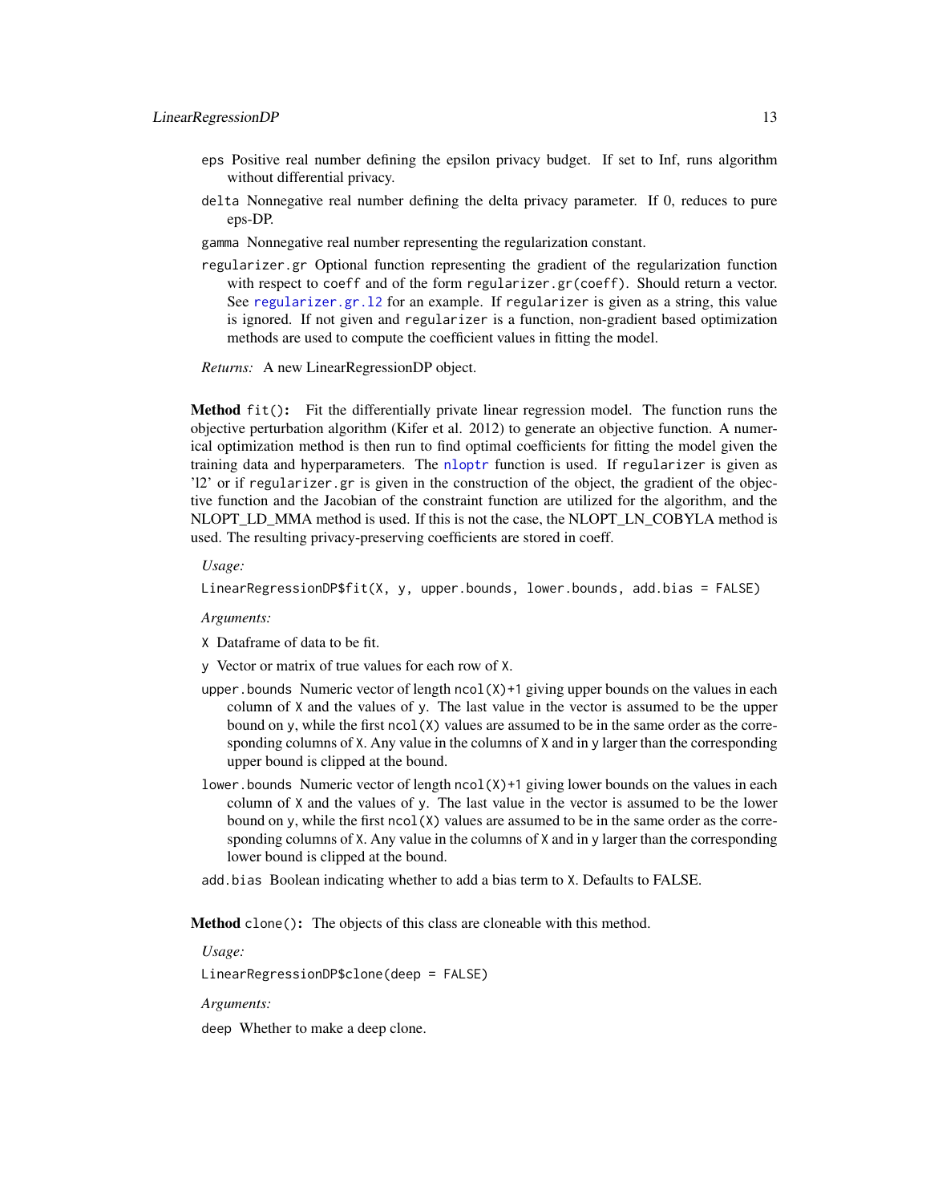- `eps` Positive real number defining the epsilon privacy budget. If set to Inf, runs algorithm without differential privacy.
- `delta` Nonnegative real number defining the delta privacy parameter. If 0, reduces to pure eps-DP.
- `gamma` Nonnegative real number representing the regularization constant.
- `regularizer.gr` Optional function representing the gradient of the regularization function with respect to `coeff` and of the form `regularizer.gr(coeff)`. Should return a vector. See `regularizer.gr.l2` for an example. If `regularizer` is given as a string, this value is ignored. If not given and `regularizer` is a function, non-gradient based optimization methods are used to compute the coefficient values in fitting the model.

*Returns:* A new LinearRegressionDP object.

**Method** `fit()`**:** Fit the differentially private linear regression model. The function runs the objective perturbation algorithm (Kifer et al. 2012) to generate an objective function. A numerical optimization method is then run to find optimal coefficients for fitting the model given the training data and hyperparameters. The `nloptr` function is used. If `regularizer` is given as 'l2' or if `regularizer.gr` is given in the construction of the object, the gradient of the objective function and the Jacobian of the constraint function are utilized for the algorithm, and the NLOPT_LD_MMA method is used. If this is not the case, the NLOPT_LN_COBYLA method is used. The resulting privacy-preserving coefficients are stored in coeff.

*Usage:*

```
LinearRegressionDP$fit(X, y, upper.bounds, lower.bounds, add.bias = FALSE)
```

*Arguments:*

- `X` Dataframe of data to be fit.
- `y` Vector or matrix of true values for each row of `X`.
- `upper.bounds` Numeric vector of length `ncol(X)+1` giving upper bounds on the values in each column of `X` and the values of `y`. The last value in the vector is assumed to be the upper bound on `y`, while the first `ncol(X)` values are assumed to be in the same order as the corresponding columns of `X`. Any value in the columns of `X` and in `y` larger than the corresponding upper bound is clipped at the bound.
- `lower.bounds` Numeric vector of length `ncol(X)+1` giving lower bounds on the values in each column of `X` and the values of `y`. The last value in the vector is assumed to be the lower bound on `y`, while the first `ncol(X)` values are assumed to be in the same order as the corresponding columns of `X`. Any value in the columns of `X` and in `y` larger than the corresponding lower bound is clipped at the bound.
- `add.bias` Boolean indicating whether to add a bias term to `X`. Defaults to FALSE.

**Method** `clone()`**:** The objects of this class are cloneable with this method.

*Usage:*

```
LinearRegressionDP$clone(deep = FALSE)
```

*Arguments:*

- `deep` Whether to make a deep clone.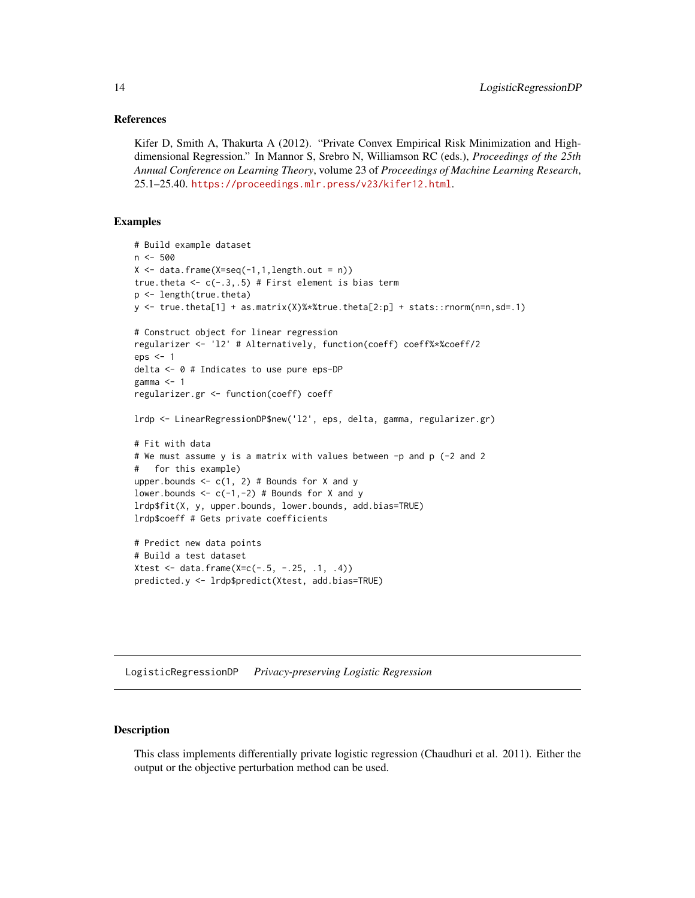### References

Kifer D, Smith A, Thakurta A (2012). "Private Convex Empirical Risk Minimization and High-dimensional Regression." In Mannor S, Srebro N, Williamson RC (eds.), *Proceedings of the 25th Annual Conference on Learning Theory*, volume 23 of *Proceedings of Machine Learning Research*, 25.1–25.40. https://proceedings.mlr.press/v23/kifer12.html.

### Examples

```
# Build example dataset
n <- 500
X <- data.frame(X=seq(-1,1,length.out = n))
true.theta <- c(-.3,.5) # First element is bias term
p <- length(true.theta)
y <- true.theta[1] + as.matrix(X)%*%true.theta[2:p] + stats::rnorm(n=n,sd=.1)

# Construct object for linear regression
regularizer <- 'l2' # Alternatively, function(coeff) coeff%*%coeff/2
eps <- 1
delta <- 0 # Indicates to use pure eps-DP
gamma <- 1
regularizer.gr <- function(coeff) coeff

lrdp <- LinearRegressionDP$new('l2', eps, delta, gamma, regularizer.gr)

# Fit with data
# We must assume y is a matrix with values between -p and p (-2 and 2
#   for this example)
upper.bounds <- c(1, 2) # Bounds for X and y
lower.bounds <- c(-1,-2) # Bounds for X and y
lrdp$fit(X, y, upper.bounds, lower.bounds, add.bias=TRUE)
lrdp$coeff # Gets private coefficients

# Predict new data points
# Build a test dataset
Xtest <- data.frame(X=c(-.5, -.25, .1, .4))
predicted.y <- lrdp$predict(Xtest, add.bias=TRUE)
```

---

## LogisticRegressionDP *Privacy-preserving Logistic Regression*

---

### Description

This class implements differentially private logistic regression (Chaudhuri et al. 2011). Either the output or the objective perturbation method can be used.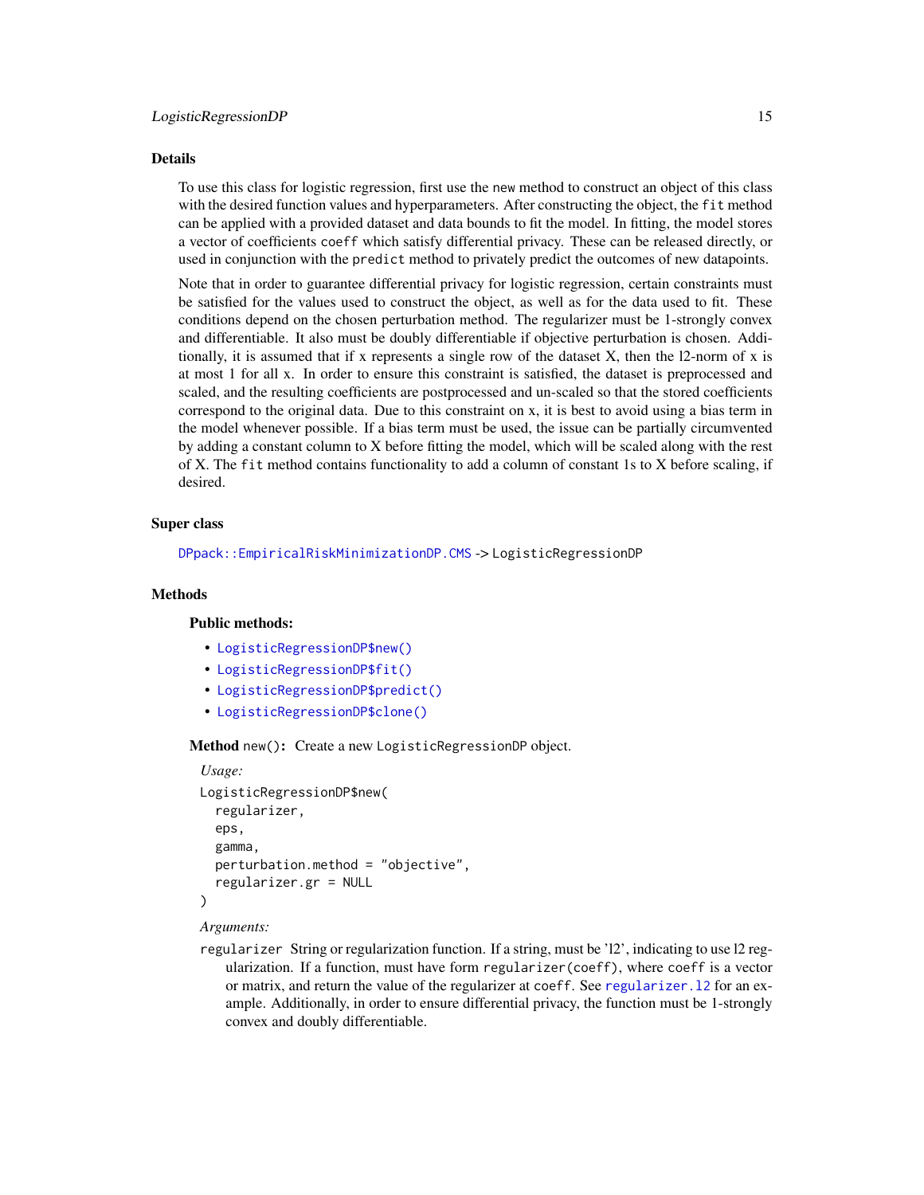### Details

To use this class for logistic regression, first use the new method to construct an object of this class with the desired function values and hyperparameters. After constructing the object, the `fit` method can be applied with a provided dataset and data bounds to fit the model. In fitting, the model stores a vector of coefficients `coeff` which satisfy differential privacy. These can be released directly, or used in conjunction with the `predict` method to privately predict the outcomes of new datapoints.

Note that in order to guarantee differential privacy for logistic regression, certain constraints must be satisfied for the values used to construct the object, as well as for the data used to fit. These conditions depend on the chosen perturbation method. The regularizer must be 1-strongly convex and differentiable. It also must be doubly differentiable if objective perturbation is chosen. Additionally, it is assumed that if x represents a single row of the dataset X, then the l2-norm of x is at most 1 for all x. In order to ensure this constraint is satisfied, the dataset is preprocessed and scaled, and the resulting coefficients are postprocessed and un-scaled so that the stored coefficients correspond to the original data. Due to this constraint on x, it is best to avoid using a bias term in the model whenever possible. If a bias term must be used, the issue can be partially circumvented by adding a constant column to X before fitting the model, which will be scaled along with the rest of X. The `fit` method contains functionality to add a column of constant 1s to X before scaling, if desired.

### Super class

`DPpack::EmpiricalRiskMinimizationDP.CMS` -> `LogisticRegressionDP`

### Methods

#### Public methods:

- `LogisticRegressionDP$new()`
- `LogisticRegressionDP$fit()`
- `LogisticRegressionDP$predict()`
- `LogisticRegressionDP$clone()`

**Method** `new()`**:** Create a new `LogisticRegressionDP` object.

*Usage:*

```
LogisticRegressionDP$new(
  regularizer,
  eps,
  gamma,
  perturbation.method = "objective",
  regularizer.gr = NULL
)
```

*Arguments:*

`regularizer` String or regularization function. If a string, must be 'l2', indicating to use l2 regularization. If a function, must have form `regularizer(coeff)`, where `coeff` is a vector or matrix, and return the value of the regularizer at `coeff`. See `regularizer.l2` for an example. Additionally, in order to ensure differential privacy, the function must be 1-strongly convex and doubly differentiable.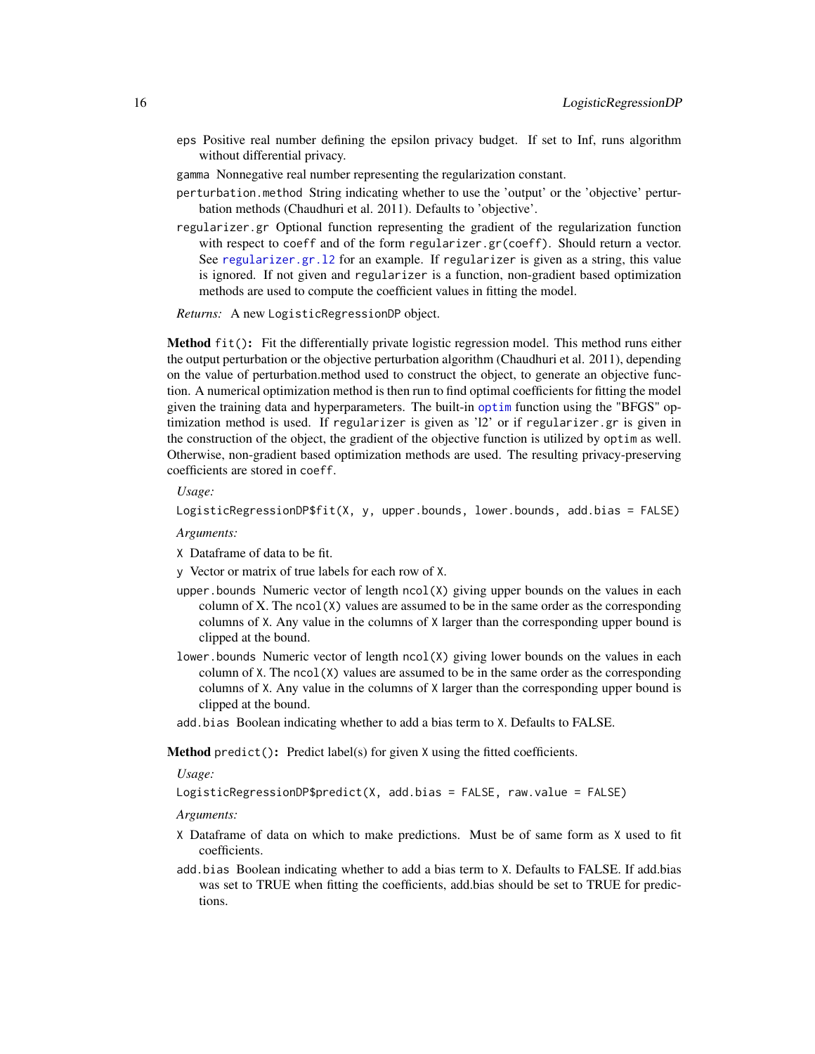`eps` Positive real number defining the epsilon privacy budget. If set to Inf, runs algorithm without differential privacy.

`gamma` Nonnegative real number representing the regularization constant.

`perturbation.method` String indicating whether to use the 'output' or the 'objective' perturbation methods (Chaudhuri et al. 2011). Defaults to 'objective'.

`regularizer.gr` Optional function representing the gradient of the regularization function with respect to `coeff` and of the form `regularizer.gr(coeff)`. Should return a vector. See `regularizer.gr.l2` for an example. If `regularizer` is given as a string, this value is ignored. If not given and `regularizer` is a function, non-gradient based optimization methods are used to compute the coefficient values in fitting the model.

*Returns:* A new `LogisticRegressionDP` object.

**Method** `fit()`**:** Fit the differentially private logistic regression model. This method runs either the output perturbation or the objective perturbation algorithm (Chaudhuri et al. 2011), depending on the value of perturbation.method used to construct the object, to generate an objective function. A numerical optimization method is then run to find optimal coefficients for fitting the model given the training data and hyperparameters. The built-in `optim` function using the "BFGS" optimization method is used. If `regularizer` is given as 'l2' or if `regularizer.gr` is given in the construction of the object, the gradient of the objective function is utilized by `optim` as well. Otherwise, non-gradient based optimization methods are used. The resulting privacy-preserving coefficients are stored in `coeff`.

*Usage:*

```
LogisticRegressionDP$fit(X, y, upper.bounds, lower.bounds, add.bias = FALSE)
```

*Arguments:*

`X` Dataframe of data to be fit.

`y` Vector or matrix of true labels for each row of `X`.

`upper.bounds` Numeric vector of length `ncol(X)` giving upper bounds on the values in each column of X. The `ncol(X)` values are assumed to be in the same order as the corresponding columns of `X`. Any value in the columns of `X` larger than the corresponding upper bound is clipped at the bound.

`lower.bounds` Numeric vector of length `ncol(X)` giving lower bounds on the values in each column of `X`. The `ncol(X)` values are assumed to be in the same order as the corresponding columns of `X`. Any value in the columns of `X` larger than the corresponding upper bound is clipped at the bound.

`add.bias` Boolean indicating whether to add a bias term to `X`. Defaults to FALSE.

**Method** `predict()`**:** Predict label(s) for given `X` using the fitted coefficients.

*Usage:*

```
LogisticRegressionDP$predict(X, add.bias = FALSE, raw.value = FALSE)
```

*Arguments:*

`X` Dataframe of data on which to make predictions. Must be of same form as `X` used to fit coefficients.

`add.bias` Boolean indicating whether to add a bias term to `X`. Defaults to FALSE. If add.bias was set to TRUE when fitting the coefficients, add.bias should be set to TRUE for predictions.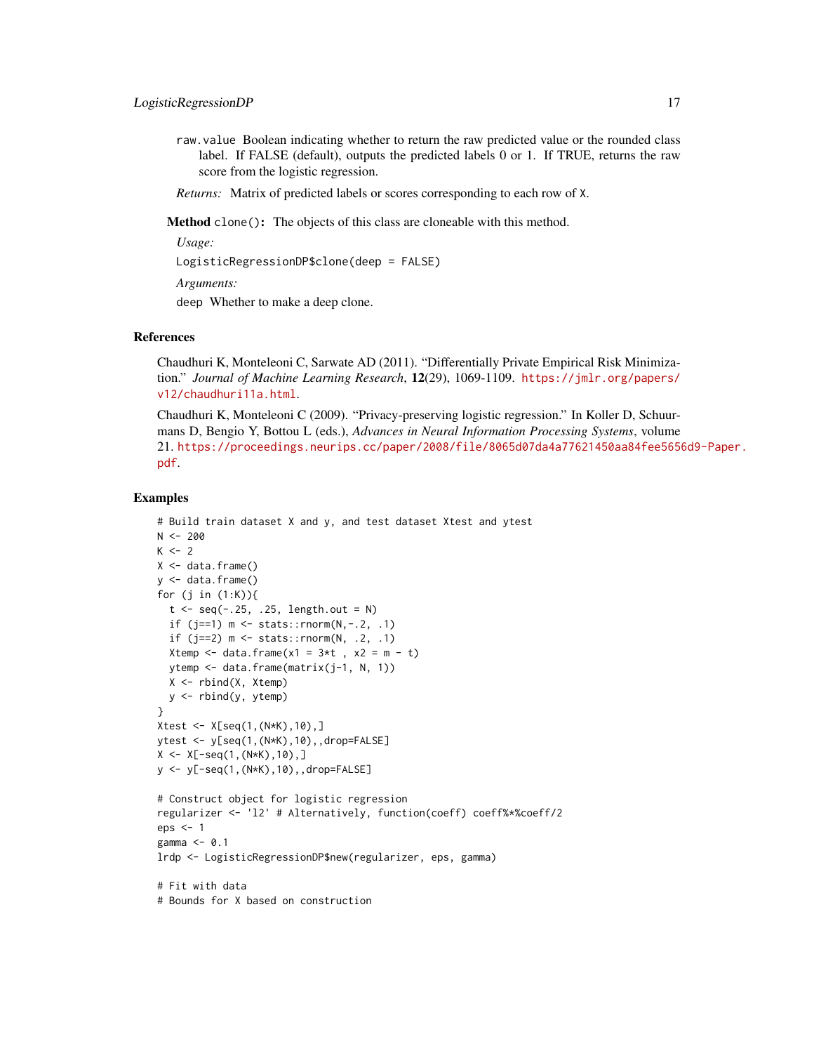raw.value Boolean indicating whether to return the raw predicted value or the rounded class label. If FALSE (default), outputs the predicted labels 0 or 1. If TRUE, returns the raw score from the logistic regression.

*Returns:* Matrix of predicted labels or scores corresponding to each row of X.

**Method** `clone()`: The objects of this class are cloneable with this method.

*Usage:*

```
LogisticRegressionDP$clone(deep = FALSE)
```

*Arguments:*

deep Whether to make a deep clone.

## References

Chaudhuri K, Monteleoni C, Sarwate AD (2011). "Differentially Private Empirical Risk Minimization." *Journal of Machine Learning Research*, **12**(29), 1069-1109. https://jmlr.org/papers/v12/chaudhuri11a.html.

Chaudhuri K, Monteleoni C (2009). "Privacy-preserving logistic regression." In Koller D, Schuurmans D, Bengio Y, Bottou L (eds.), *Advances in Neural Information Processing Systems*, volume 21. https://proceedings.neurips.cc/paper/2008/file/8065d07da4a77621450aa84fee5656d9-Paper.pdf.

## Examples

```
# Build train dataset X and y, and test dataset Xtest and ytest
N <- 200
K <- 2
X <- data.frame()
y <- data.frame()
for (j in (1:K)){
  t <- seq(-.25, .25, length.out = N)
  if (j==1) m <- stats::rnorm(N,-.2, .1)
  if (j==2) m <- stats::rnorm(N, .2, .1)
  Xtemp <- data.frame(x1 = 3*t , x2 = m - t)
  ytemp <- data.frame(matrix(j-1, N, 1))
  X <- rbind(X, Xtemp)
  y <- rbind(y, ytemp)
}
Xtest <- X[seq(1,(N*K),10),]
ytest <- y[seq(1,(N*K),10),,drop=FALSE]
X <- X[-seq(1,(N*K),10),]
y <- y[-seq(1,(N*K),10),,drop=FALSE]

# Construct object for logistic regression
regularizer <- 'l2' # Alternatively, function(coeff) coeff%*%coeff/2
eps <- 1
gamma <- 0.1
lrdp <- LogisticRegressionDP$new(regularizer, eps, gamma)

# Fit with data
# Bounds for X based on construction
```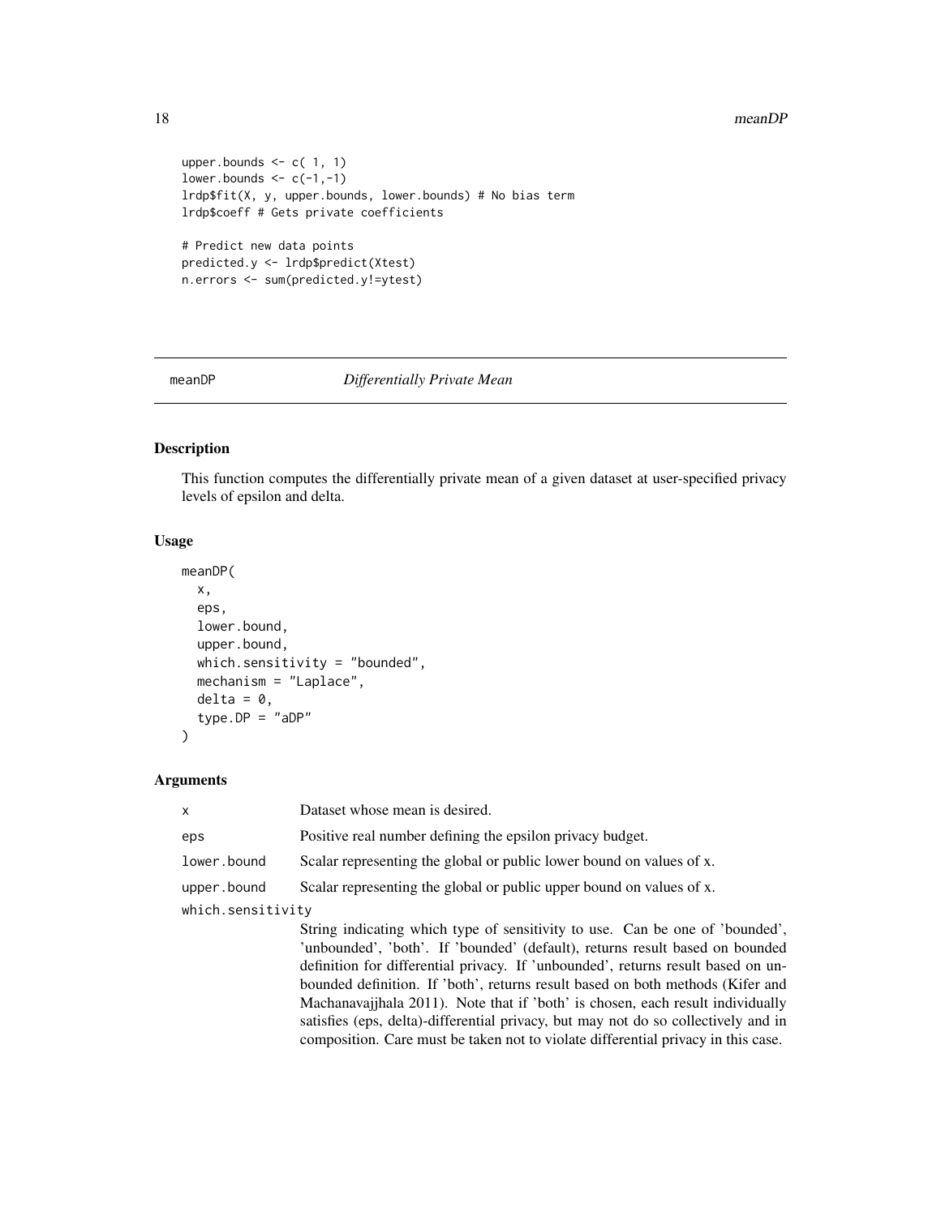```
upper.bounds <- c( 1, 1)
lower.bounds <- c(-1,-1)
lrdp$fit(X, y, upper.bounds, lower.bounds) # No bias term
lrdp$coeff # Gets private coefficients

# Predict new data points
predicted.y <- lrdp$predict(Xtest)
n.errors <- sum(predicted.y!=ytest)
```

---

## meanDP — *Differentially Private Mean*

### Description

This function computes the differentially private mean of a given dataset at user-specified privacy levels of epsilon and delta.

### Usage

```
meanDP(
  x,
  eps,
  lower.bound,
  upper.bound,
  which.sensitivity = "bounded",
  mechanism = "Laplace",
  delta = 0,
  type.DP = "aDP"
)
```

### Arguments

| | |
|---|---|
| x | Dataset whose mean is desired. |
| eps | Positive real number defining the epsilon privacy budget. |
| lower.bound | Scalar representing the global or public lower bound on values of x. |
| upper.bound | Scalar representing the global or public upper bound on values of x. |
| which.sensitivity | String indicating which type of sensitivity to use. Can be one of 'bounded', 'unbounded', 'both'. If 'bounded' (default), returns result based on bounded definition for differential privacy. If 'unbounded', returns result based on unbounded definition. If 'both', returns result based on both methods (Kifer and Machanavajjhala 2011). Note that if 'both' is chosen, each result individually satisfies (eps, delta)-differential privacy, but may not do so collectively and in composition. Care must be taken not to violate differential privacy in this case. |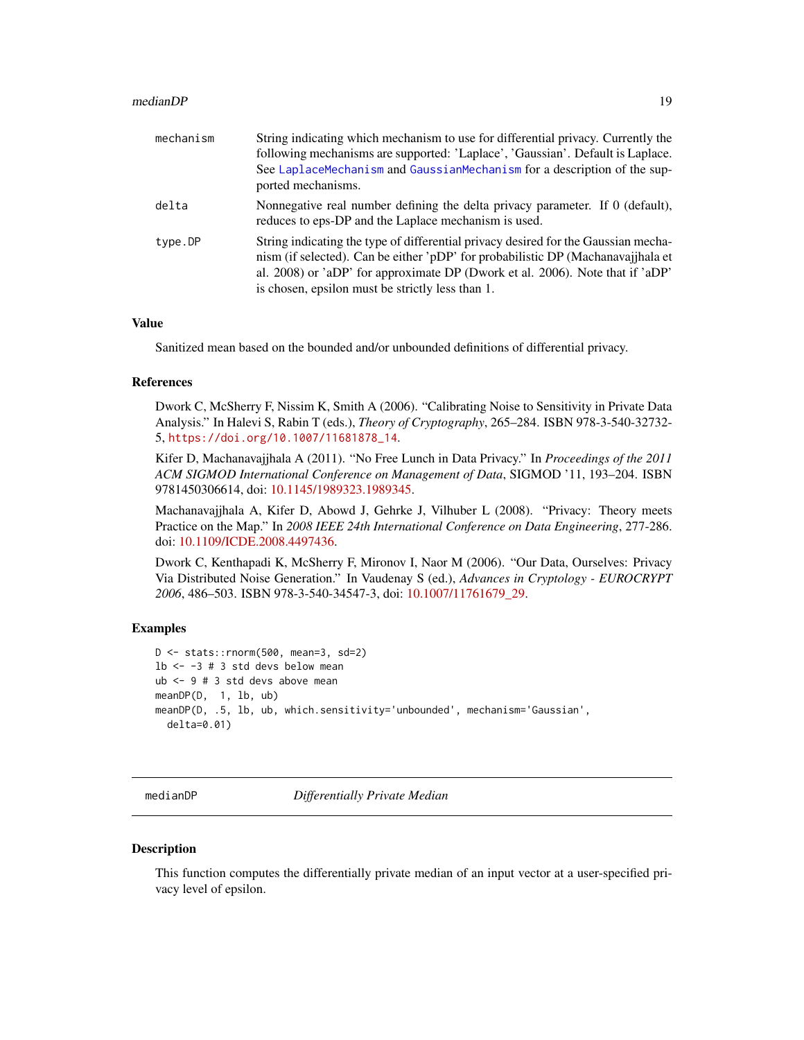| | |
|---|---|
| mechanism | String indicating which mechanism to use for differential privacy. Currently the following mechanisms are supported: 'Laplace', 'Gaussian'. Default is Laplace. See LaplaceMechanism and GaussianMechanism for a description of the supported mechanisms. |
| delta | Nonnegative real number defining the delta privacy parameter. If 0 (default), reduces to eps-DP and the Laplace mechanism is used. |
| type.DP | String indicating the type of differential privacy desired for the Gaussian mechanism (if selected). Can be either 'pDP' for probabilistic DP (Machanavajjhala et al. 2008) or 'aDP' for approximate DP (Dwork et al. 2006). Note that if 'aDP' is chosen, epsilon must be strictly less than 1. |

### Value

Sanitized mean based on the bounded and/or unbounded definitions of differential privacy.

### References

Dwork C, McSherry F, Nissim K, Smith A (2006). "Calibrating Noise to Sensitivity in Private Data Analysis." In Halevi S, Rabin T (eds.), *Theory of Cryptography*, 265–284. ISBN 978-3-540-32732-5, https://doi.org/10.1007/11681878_14.

Kifer D, Machanavajjhala A (2011). "No Free Lunch in Data Privacy." In *Proceedings of the 2011 ACM SIGMOD International Conference on Management of Data*, SIGMOD '11, 193–204. ISBN 9781450306614, doi: 10.1145/1989323.1989345.

Machanavajjhala A, Kifer D, Abowd J, Gehrke J, Vilhuber L (2008). "Privacy: Theory meets Practice on the Map." In *2008 IEEE 24th International Conference on Data Engineering*, 277-286. doi: 10.1109/ICDE.2008.4497436.

Dwork C, Kenthapadi K, McSherry F, Mironov I, Naor M (2006). "Our Data, Ourselves: Privacy Via Distributed Noise Generation." In Vaudenay S (ed.), *Advances in Cryptology - EUROCRYPT 2006*, 486–503. ISBN 978-3-540-34547-3, doi: 10.1007/11761679_29.

### Examples

```
D <- stats::rnorm(500, mean=3, sd=2)
lb <- -3 # 3 std devs below mean
ub <- 9 # 3 std devs above mean
meanDP(D,  1, lb, ub)
meanDP(D, .5, lb, ub, which.sensitivity='unbounded', mechanism='Gaussian',
  delta=0.01)
```

## medianDP — *Differentially Private Median*

### Description

This function computes the differentially private median of an input vector at a user-specified privacy level of epsilon.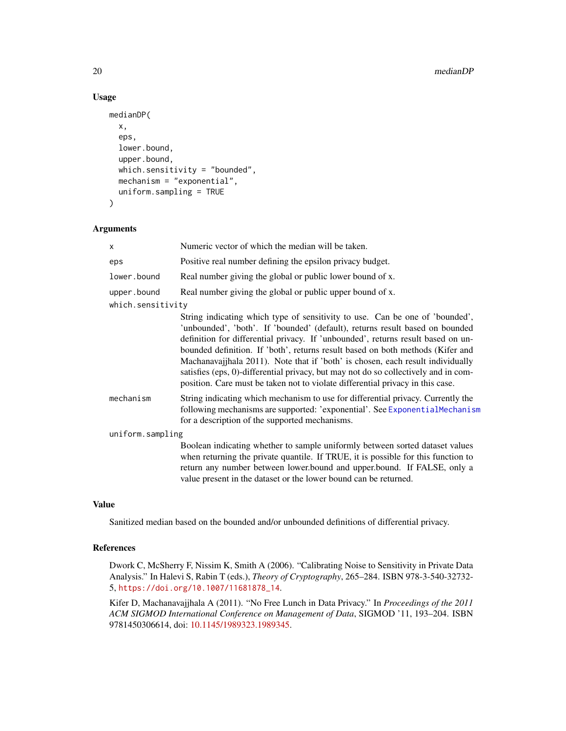## Usage

```
medianDP(
  x,
  eps,
  lower.bound,
  upper.bound,
  which.sensitivity = "bounded",
  mechanism = "exponential",
  uniform.sampling = TRUE
)
```

## Arguments

- `x` Numeric vector of which the median will be taken.
- `eps` Positive real number defining the epsilon privacy budget.
- `lower.bound` Real number giving the global or public lower bound of x.
- `upper.bound` Real number giving the global or public upper bound of x.
- `which.sensitivity` String indicating which type of sensitivity to use. Can be one of 'bounded', 'unbounded', 'both'. If 'bounded' (default), returns result based on bounded definition for differential privacy. If 'unbounded', returns result based on unbounded definition. If 'both', returns result based on both methods (Kifer and Machanavajjhala 2011). Note that if 'both' is chosen, each result individually satisfies (eps, 0)-differential privacy, but may not do so collectively and in composition. Care must be taken not to violate differential privacy in this case.
- `mechanism` String indicating which mechanism to use for differential privacy. Currently the following mechanisms are supported: 'exponential'. See `ExponentialMechanism` for a description of the supported mechanisms.
- `uniform.sampling` Boolean indicating whether to sample uniformly between sorted dataset values when returning the private quantile. If TRUE, it is possible for this function to return any number between lower.bound and upper.bound. If FALSE, only a value present in the dataset or the lower bound can be returned.

## Value

Sanitized median based on the bounded and/or unbounded definitions of differential privacy.

## References

Dwork C, McSherry F, Nissim K, Smith A (2006). "Calibrating Noise to Sensitivity in Private Data Analysis." In Halevi S, Rabin T (eds.), *Theory of Cryptography*, 265–284. ISBN 978-3-540-32732-5, https://doi.org/10.1007/11681878_14.

Kifer D, Machanavajjhala A (2011). "No Free Lunch in Data Privacy." In *Proceedings of the 2011 ACM SIGMOD International Conference on Management of Data*, SIGMOD '11, 193–204. ISBN 9781450306614, doi: 10.1145/1989323.1989345.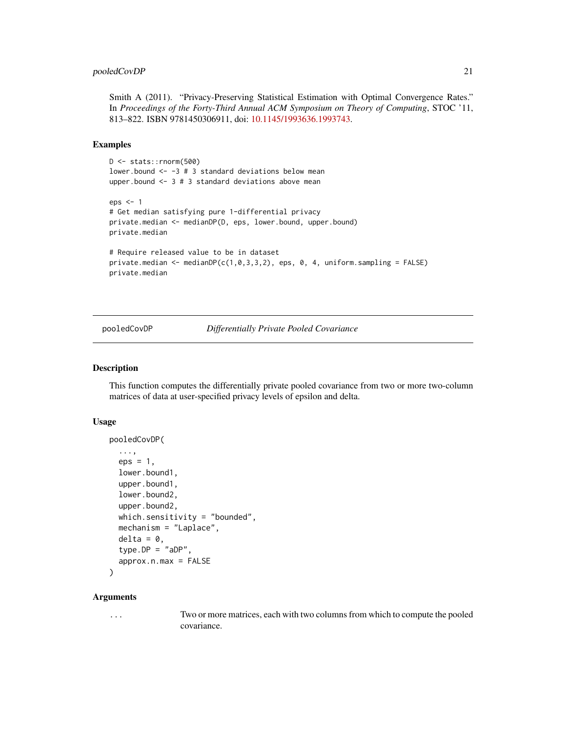Smith A (2011). "Privacy-Preserving Statistical Estimation with Optimal Convergence Rates." In *Proceedings of the Forty-Third Annual ACM Symposium on Theory of Computing*, STOC '11, 813–822. ISBN 9781450306911, doi: 10.1145/1993636.1993743.

### Examples

```
D <- stats::rnorm(500)
lower.bound <- -3 # 3 standard deviations below mean
upper.bound <- 3 # 3 standard deviations above mean

eps <- 1
# Get median satisfying pure 1-differential privacy
private.median <- medianDP(D, eps, lower.bound, upper.bound)
private.median

# Require released value to be in dataset
private.median <- medianDP(c(1,0,3,3,2), eps, 0, 4, uniform.sampling = FALSE)
private.median
```

---

## pooledCovDP — *Differentially Private Pooled Covariance*

### Description

This function computes the differentially private pooled covariance from two or more two-column matrices of data at user-specified privacy levels of epsilon and delta.

### Usage

```
pooledCovDP(
  ...,
  eps = 1,
  lower.bound1,
  upper.bound1,
  lower.bound2,
  upper.bound2,
  which.sensitivity = "bounded",
  mechanism = "Laplace",
  delta = 0,
  type.DP = "aDP",
  approx.n.max = FALSE
)
```

### Arguments

`...` Two or more matrices, each with two columns from which to compute the pooled covariance.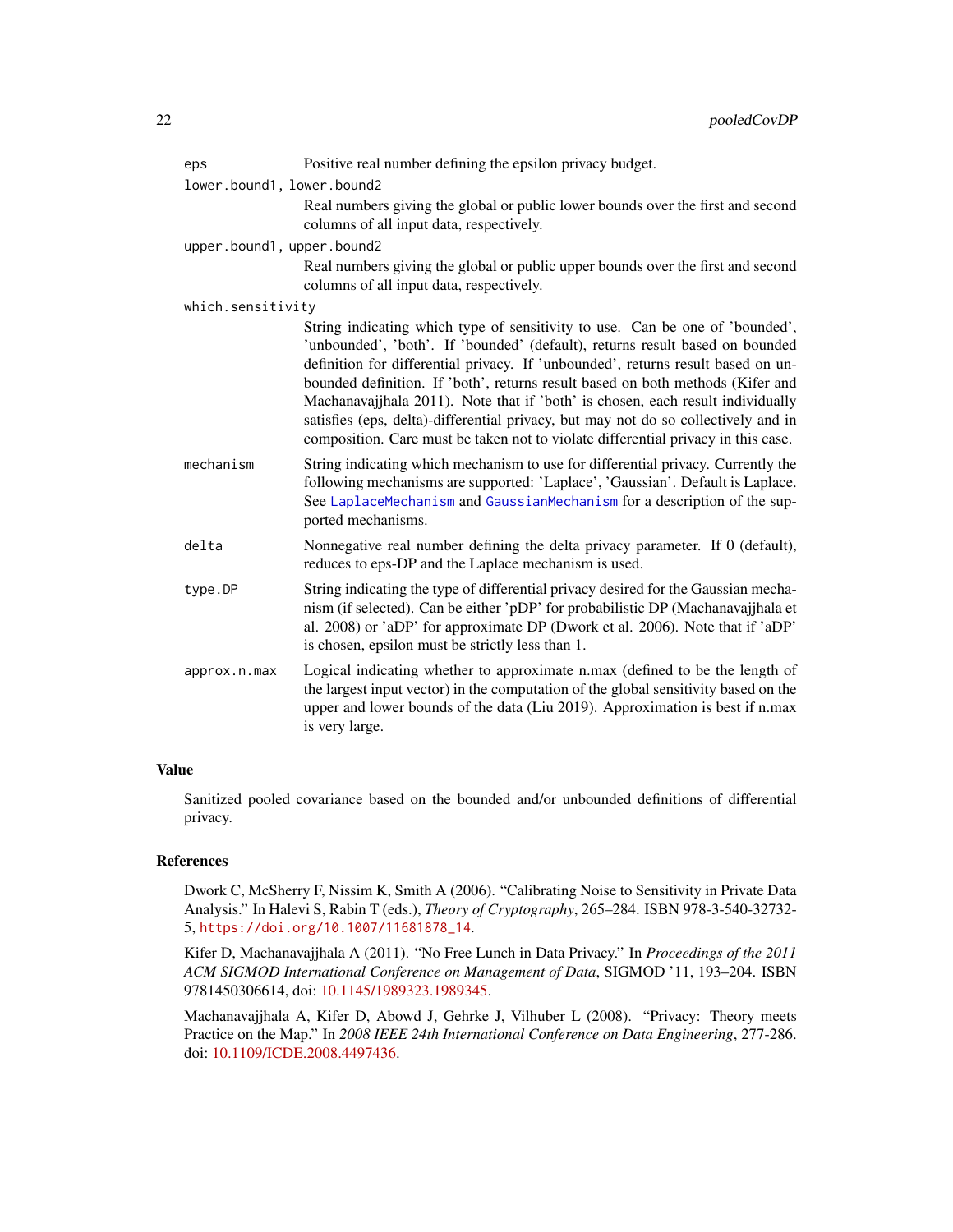`eps` Positive real number defining the epsilon privacy budget.

`lower.bound1, lower.bound2`
Real numbers giving the global or public lower bounds over the first and second columns of all input data, respectively.

`upper.bound1, upper.bound2`
Real numbers giving the global or public upper bounds over the first and second columns of all input data, respectively.

`which.sensitivity`
String indicating which type of sensitivity to use. Can be one of 'bounded', 'unbounded', 'both'. If 'bounded' (default), returns result based on bounded definition for differential privacy. If 'unbounded', returns result based on unbounded definition. If 'both', returns result based on both methods (Kifer and Machanavajjhala 2011). Note that if 'both' is chosen, each result individually satisfies (eps, delta)-differential privacy, but may not do so collectively and in composition. Care must be taken not to violate differential privacy in this case.

`mechanism` String indicating which mechanism to use for differential privacy. Currently the following mechanisms are supported: 'Laplace', 'Gaussian'. Default is Laplace. See `LaplaceMechanism` and `GaussianMechanism` for a description of the supported mechanisms.

`delta` Nonnegative real number defining the delta privacy parameter. If 0 (default), reduces to eps-DP and the Laplace mechanism is used.

`type.DP` String indicating the type of differential privacy desired for the Gaussian mechanism (if selected). Can be either 'pDP' for probabilistic DP (Machanavajjhala et al. 2008) or 'aDP' for approximate DP (Dwork et al. 2006). Note that if 'aDP' is chosen, epsilon must be strictly less than 1.

`approx.n.max` Logical indicating whether to approximate n.max (defined to be the length of the largest input vector) in the computation of the global sensitivity based on the upper and lower bounds of the data (Liu 2019). Approximation is best if n.max is very large.

## Value

Sanitized pooled covariance based on the bounded and/or unbounded definitions of differential privacy.

## References

Dwork C, McSherry F, Nissim K, Smith A (2006). "Calibrating Noise to Sensitivity in Private Data Analysis." In Halevi S, Rabin T (eds.), *Theory of Cryptography*, 265–284. ISBN 978-3-540-32732-5, https://doi.org/10.1007/11681878_14.

Kifer D, Machanavajjhala A (2011). "No Free Lunch in Data Privacy." In *Proceedings of the 2011 ACM SIGMOD International Conference on Management of Data*, SIGMOD '11, 193–204. ISBN 9781450306614, doi: 10.1145/1989323.1989345.

Machanavajjhala A, Kifer D, Abowd J, Gehrke J, Vilhuber L (2008). "Privacy: Theory meets Practice on the Map." In *2008 IEEE 24th International Conference on Data Engineering*, 277-286. doi: 10.1109/ICDE.2008.4497436.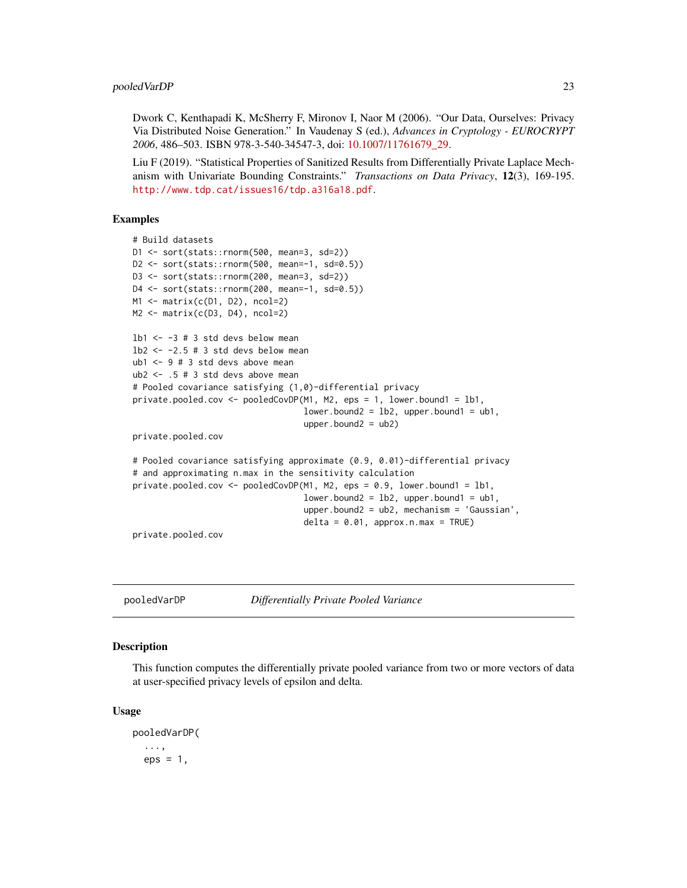Dwork C, Kenthapadi K, McSherry F, Mironov I, Naor M (2006). "Our Data, Ourselves: Privacy Via Distributed Noise Generation." In Vaudenay S (ed.), *Advances in Cryptology - EUROCRYPT 2006*, 486–503. ISBN 978-3-540-34547-3, doi: 10.1007/11761679_29.

Liu F (2019). "Statistical Properties of Sanitized Results from Differentially Private Laplace Mechanism with Univariate Bounding Constraints." *Transactions on Data Privacy*, **12**(3), 169-195. http://www.tdp.cat/issues16/tdp.a316a18.pdf.

### Examples

```
# Build datasets
D1 <- sort(stats::rnorm(500, mean=3, sd=2))
D2 <- sort(stats::rnorm(500, mean=-1, sd=0.5))
D3 <- sort(stats::rnorm(200, mean=3, sd=2))
D4 <- sort(stats::rnorm(200, mean=-1, sd=0.5))
M1 <- matrix(c(D1, D2), ncol=2)
M2 <- matrix(c(D3, D4), ncol=2)

lb1 <- -3 # 3 std devs below mean
lb2 <- -2.5 # 3 std devs below mean
ub1 <- 9 # 3 std devs above mean
ub2 <- .5 # 3 std devs above mean
# Pooled covariance satisfying (1,0)-differential privacy
private.pooled.cov <- pooledCovDP(M1, M2, eps = 1, lower.bound1 = lb1,
                                  lower.bound2 = lb2, upper.bound1 = ub1,
                                  upper.bound2 = ub2)
private.pooled.cov

# Pooled covariance satisfying approximate (0.9, 0.01)-differential privacy
# and approximating n.max in the sensitivity calculation
private.pooled.cov <- pooledCovDP(M1, M2, eps = 0.9, lower.bound1 = lb1,
                                  lower.bound2 = lb2, upper.bound1 = ub1,
                                  upper.bound2 = ub2, mechanism = 'Gaussian',
                                  delta = 0.01, approx.n.max = TRUE)
private.pooled.cov
```

---

## pooledVarDP &nbsp;&nbsp;&nbsp;&nbsp; *Differentially Private Pooled Variance*

---

### Description

This function computes the differentially private pooled variance from two or more vectors of data at user-specified privacy levels of epsilon and delta.

### Usage

```
pooledVarDP(
  ...,
  eps = 1,
```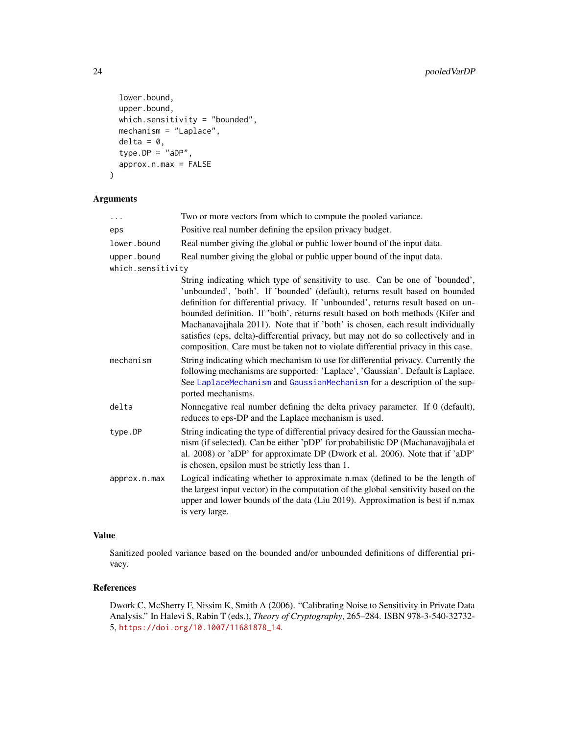```
  lower.bound,
  upper.bound,
  which.sensitivity = "bounded",
  mechanism = "Laplace",
  delta = 0,
  type.DP = "aDP",
  approx.n.max = FALSE
)
```

## Arguments

| | |
|---|---|
| `...` | Two or more vectors from which to compute the pooled variance. |
| `eps` | Positive real number defining the epsilon privacy budget. |
| `lower.bound` | Real number giving the global or public lower bound of the input data. |
| `upper.bound` | Real number giving the global or public upper bound of the input data. |
| `which.sensitivity` | String indicating which type of sensitivity to use. Can be one of 'bounded', 'unbounded', 'both'. If 'bounded' (default), returns result based on bounded definition for differential privacy. If 'unbounded', returns result based on unbounded definition. If 'both', returns result based on both methods (Kifer and Machanavajjhala 2011). Note that if 'both' is chosen, each result individually satisfies (eps, delta)-differential privacy, but may not do so collectively and in composition. Care must be taken not to violate differential privacy in this case. |
| `mechanism` | String indicating which mechanism to use for differential privacy. Currently the following mechanisms are supported: 'Laplace', 'Gaussian'. Default is Laplace. See `LaplaceMechanism` and `GaussianMechanism` for a description of the supported mechanisms. |
| `delta` | Nonnegative real number defining the delta privacy parameter. If 0 (default), reduces to eps-DP and the Laplace mechanism is used. |
| `type.DP` | String indicating the type of differential privacy desired for the Gaussian mechanism (if selected). Can be either 'pDP' for probabilistic DP (Machanavajjhala et al. 2008) or 'aDP' for approximate DP (Dwork et al. 2006). Note that if 'aDP' is chosen, epsilon must be strictly less than 1. |
| `approx.n.max` | Logical indicating whether to approximate n.max (defined to be the length of the largest input vector) in the computation of the global sensitivity based on the upper and lower bounds of the data (Liu 2019). Approximation is best if n.max is very large. |

## Value

Sanitized pooled variance based on the bounded and/or unbounded definitions of differential privacy.

## References

Dwork C, McSherry F, Nissim K, Smith A (2006). "Calibrating Noise to Sensitivity in Private Data Analysis." In Halevi S, Rabin T (eds.), *Theory of Cryptography*, 265–284. ISBN 978-3-540-32732-5, https://doi.org/10.1007/11681878_14.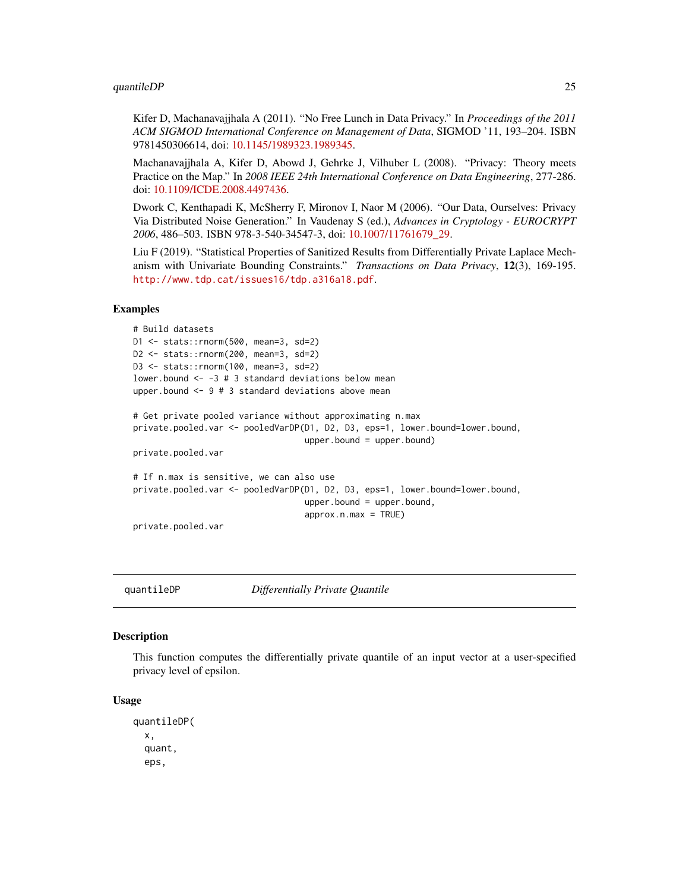Kifer D, Machanavajjhala A (2011). "No Free Lunch in Data Privacy." In *Proceedings of the 2011 ACM SIGMOD International Conference on Management of Data*, SIGMOD '11, 193–204. ISBN 9781450306614, doi: 10.1145/1989323.1989345.

Machanavajjhala A, Kifer D, Abowd J, Gehrke J, Vilhuber L (2008). "Privacy: Theory meets Practice on the Map." In *2008 IEEE 24th International Conference on Data Engineering*, 277-286. doi: 10.1109/ICDE.2008.4497436.

Dwork C, Kenthapadi K, McSherry F, Mironov I, Naor M (2006). "Our Data, Ourselves: Privacy Via Distributed Noise Generation." In Vaudenay S (ed.), *Advances in Cryptology - EUROCRYPT 2006*, 486–503. ISBN 978-3-540-34547-3, doi: 10.1007/11761679_29.

Liu F (2019). "Statistical Properties of Sanitized Results from Differentially Private Laplace Mechanism with Univariate Bounding Constraints." *Transactions on Data Privacy*, **12**(3), 169-195. `http://www.tdp.cat/issues16/tdp.a316a18.pdf`.

### Examples

```
# Build datasets
D1 <- stats::rnorm(500, mean=3, sd=2)
D2 <- stats::rnorm(200, mean=3, sd=2)
D3 <- stats::rnorm(100, mean=3, sd=2)
lower.bound <- -3 # 3 standard deviations below mean
upper.bound <- 9 # 3 standard deviations above mean

# Get private pooled variance without approximating n.max
private.pooled.var <- pooledVarDP(D1, D2, D3, eps=1, lower.bound=lower.bound,
                                  upper.bound = upper.bound)
private.pooled.var

# If n.max is sensitive, we can also use
private.pooled.var <- pooledVarDP(D1, D2, D3, eps=1, lower.bound=lower.bound,
                                  upper.bound = upper.bound,
                                  approx.n.max = TRUE)
private.pooled.var
```

---

## quantileDP    *Differentially Private Quantile*

---

### Description

This function computes the differentially private quantile of an input vector at a user-specified privacy level of epsilon.

### Usage

```
quantileDP(
  x,
  quant,
  eps,
```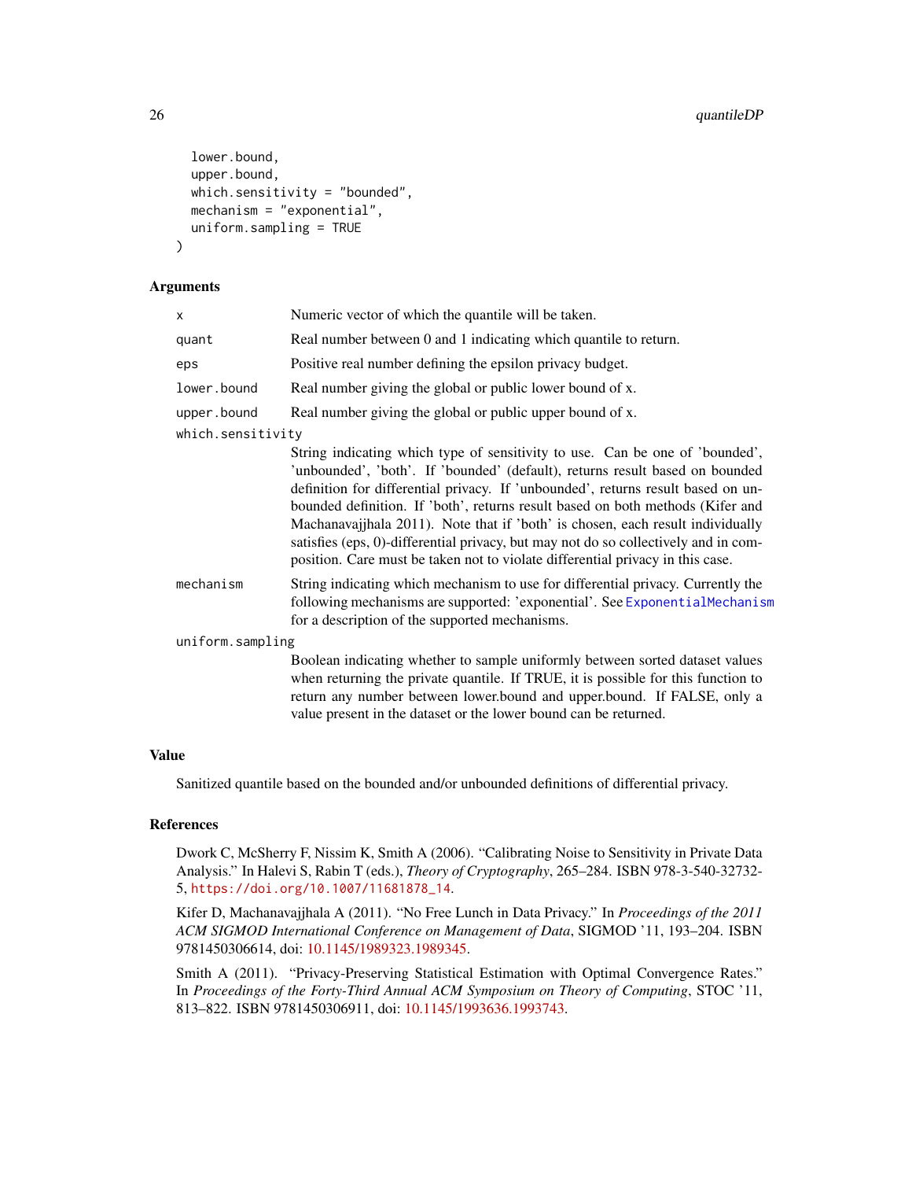```
  lower.bound,
  upper.bound,
  which.sensitivity = "bounded",
  mechanism = "exponential",
  uniform.sampling = TRUE
)
```

## Arguments

- `x` — Numeric vector of which the quantile will be taken.
- `quant` — Real number between 0 and 1 indicating which quantile to return.
- `eps` — Positive real number defining the epsilon privacy budget.
- `lower.bound` — Real number giving the global or public lower bound of x.
- `upper.bound` — Real number giving the global or public upper bound of x.
- `which.sensitivity` — String indicating which type of sensitivity to use. Can be one of 'bounded', 'unbounded', 'both'. If 'bounded' (default), returns result based on bounded definition for differential privacy. If 'unbounded', returns result based on unbounded definition. If 'both', returns result based on both methods (Kifer and Machanavajjhala 2011). Note that if 'both' is chosen, each result individually satisfies (eps, 0)-differential privacy, but may not do so collectively and in composition. Care must be taken not to violate differential privacy in this case.
- `mechanism` — String indicating which mechanism to use for differential privacy. Currently the following mechanisms are supported: 'exponential'. See `ExponentialMechanism` for a description of the supported mechanisms.
- `uniform.sampling` — Boolean indicating whether to sample uniformly between sorted dataset values when returning the private quantile. If TRUE, it is possible for this function to return any number between lower.bound and upper.bound. If FALSE, only a value present in the dataset or the lower bound can be returned.

## Value

Sanitized quantile based on the bounded and/or unbounded definitions of differential privacy.

## References

Dwork C, McSherry F, Nissim K, Smith A (2006). "Calibrating Noise to Sensitivity in Private Data Analysis." In Halevi S, Rabin T (eds.), *Theory of Cryptography*, 265–284. ISBN 978-3-540-32732-5, https://doi.org/10.1007/11681878_14.

Kifer D, Machanavajjhala A (2011). "No Free Lunch in Data Privacy." In *Proceedings of the 2011 ACM SIGMOD International Conference on Management of Data*, SIGMOD '11, 193–204. ISBN 9781450306614, doi: 10.1145/1989323.1989345.

Smith A (2011). "Privacy-Preserving Statistical Estimation with Optimal Convergence Rates." In *Proceedings of the Forty-Third Annual ACM Symposium on Theory of Computing*, STOC '11, 813–822. ISBN 9781450306911, doi: 10.1145/1993636.1993743.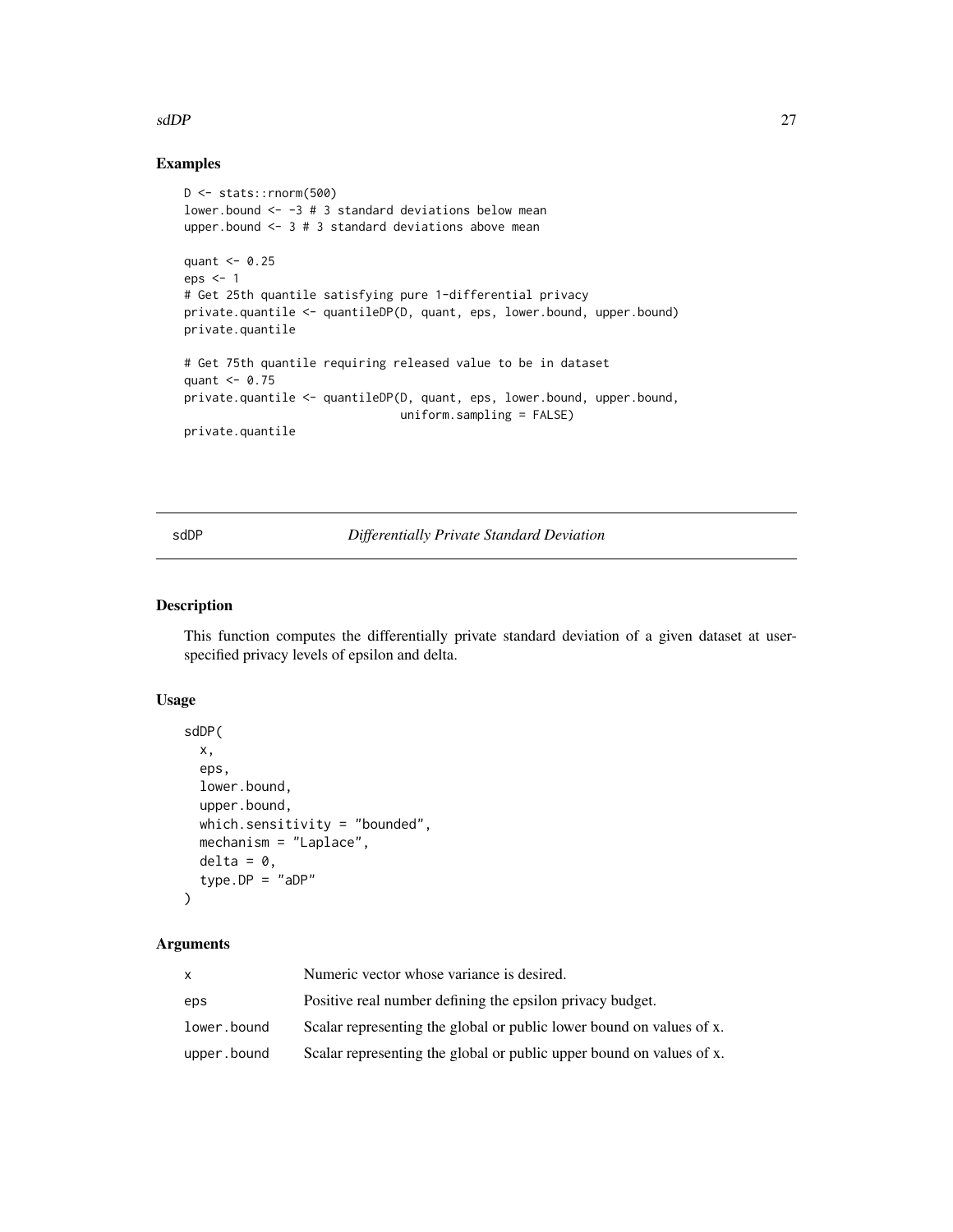## Examples

```
D <- stats::rnorm(500)
lower.bound <- -3 # 3 standard deviations below mean
upper.bound <- 3 # 3 standard deviations above mean

quant <- 0.25
eps <- 1
# Get 25th quantile satisfying pure 1-differential privacy
private.quantile <- quantileDP(D, quant, eps, lower.bound, upper.bound)
private.quantile

# Get 75th quantile requiring released value to be in dataset
quant <- 0.75
private.quantile <- quantileDP(D, quant, eps, lower.bound, upper.bound,
                               uniform.sampling = FALSE)
private.quantile
```

---

# sdDP *Differentially Private Standard Deviation*

---

## Description

This function computes the differentially private standard deviation of a given dataset at user-specified privacy levels of epsilon and delta.

## Usage

```
sdDP(
  x,
  eps,
  lower.bound,
  upper.bound,
  which.sensitivity = "bounded",
  mechanism = "Laplace",
  delta = 0,
  type.DP = "aDP"
)
```

## Arguments

| | |
|---|---|
| x | Numeric vector whose variance is desired. |
| eps | Positive real number defining the epsilon privacy budget. |
| lower.bound | Scalar representing the global or public lower bound on values of x. |
| upper.bound | Scalar representing the global or public upper bound on values of x. |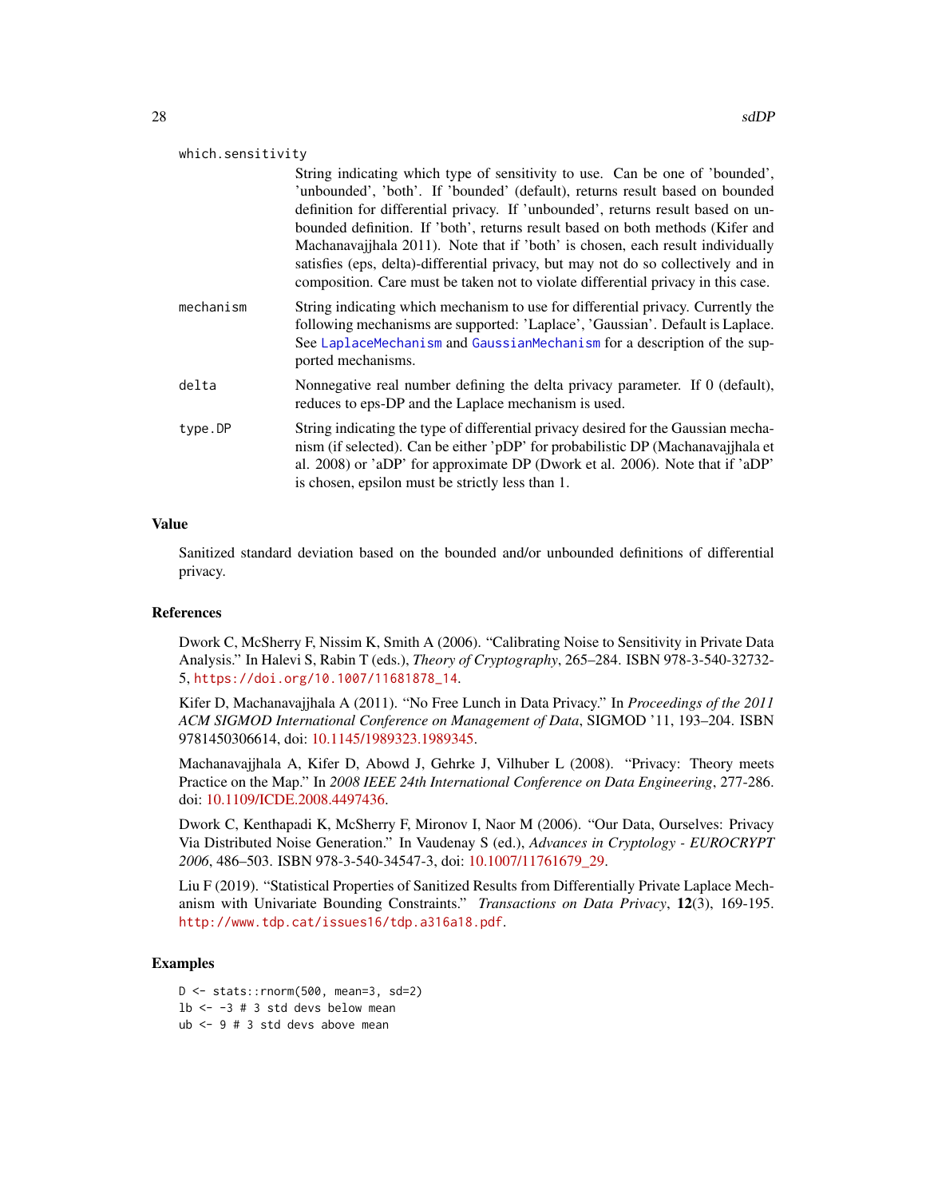which.sensitivity
: String indicating which type of sensitivity to use. Can be one of 'bounded', 'unbounded', 'both'. If 'bounded' (default), returns result based on bounded definition for differential privacy. If 'unbounded', returns result based on unbounded definition. If 'both', returns result based on both methods (Kifer and Machanavajjhala 2011). Note that if 'both' is chosen, each result individually satisfies (eps, delta)-differential privacy, but may not do so collectively and in composition. Care must be taken not to violate differential privacy in this case.

mechanism
: String indicating which mechanism to use for differential privacy. Currently the following mechanisms are supported: 'Laplace', 'Gaussian'. Default is Laplace. See LaplaceMechanism and GaussianMechanism for a description of the supported mechanisms.

delta
: Nonnegative real number defining the delta privacy parameter. If 0 (default), reduces to eps-DP and the Laplace mechanism is used.

type.DP
: String indicating the type of differential privacy desired for the Gaussian mechanism (if selected). Can be either 'pDP' for probabilistic DP (Machanavajjhala et al. 2008) or 'aDP' for approximate DP (Dwork et al. 2006). Note that if 'aDP' is chosen, epsilon must be strictly less than 1.

## Value

Sanitized standard deviation based on the bounded and/or unbounded definitions of differential privacy.

## References

Dwork C, McSherry F, Nissim K, Smith A (2006). "Calibrating Noise to Sensitivity in Private Data Analysis." In Halevi S, Rabin T (eds.), *Theory of Cryptography*, 265–284. ISBN 978-3-540-32732-5, https://doi.org/10.1007/11681878_14.

Kifer D, Machanavajjhala A (2011). "No Free Lunch in Data Privacy." In *Proceedings of the 2011 ACM SIGMOD International Conference on Management of Data*, SIGMOD '11, 193–204. ISBN 9781450306614, doi: 10.1145/1989323.1989345.

Machanavajjhala A, Kifer D, Abowd J, Gehrke J, Vilhuber L (2008). "Privacy: Theory meets Practice on the Map." In *2008 IEEE 24th International Conference on Data Engineering*, 277-286. doi: 10.1109/ICDE.2008.4497436.

Dwork C, Kenthapadi K, McSherry F, Mironov I, Naor M (2006). "Our Data, Ourselves: Privacy Via Distributed Noise Generation." In Vaudenay S (ed.), *Advances in Cryptology - EUROCRYPT 2006*, 486–503. ISBN 978-3-540-34547-3, doi: 10.1007/11761679_29.

Liu F (2019). "Statistical Properties of Sanitized Results from Differentially Private Laplace Mechanism with Univariate Bounding Constraints." *Transactions on Data Privacy*, **12**(3), 169-195. http://www.tdp.cat/issues16/tdp.a316a18.pdf.

## Examples

```
D <- stats::rnorm(500, mean=3, sd=2)
lb <- -3 # 3 std devs below mean
ub <- 9 # 3 std devs above mean
```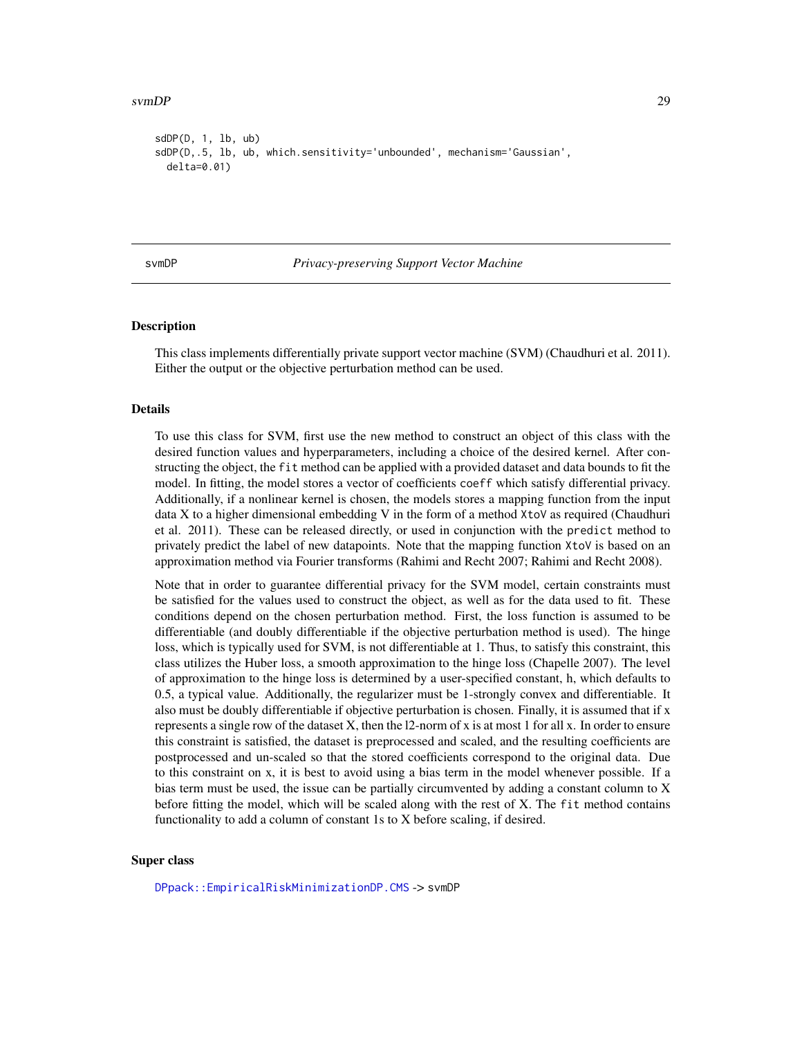```
sdDP(D, 1, lb, ub)
sdDP(D,.5, lb, ub, which.sensitivity='unbounded', mechanism='Gaussian',
  delta=0.01)
```

## svmDP — *Privacy-preserving Support Vector Machine*

### Description

This class implements differentially private support vector machine (SVM) (Chaudhuri et al. 2011). Either the output or the objective perturbation method can be used.

### Details

To use this class for SVM, first use the `new` method to construct an object of this class with the desired function values and hyperparameters, including a choice of the desired kernel. After constructing the object, the `fit` method can be applied with a provided dataset and data bounds to fit the model. In fitting, the model stores a vector of coefficients `coeff` which satisfy differential privacy. Additionally, if a nonlinear kernel is chosen, the models stores a mapping function from the input data X to a higher dimensional embedding V in the form of a method `XtoV` as required (Chaudhuri et al. 2011). These can be released directly, or used in conjunction with the `predict` method to privately predict the label of new datapoints. Note that the mapping function `XtoV` is based on an approximation method via Fourier transforms (Rahimi and Recht 2007; Rahimi and Recht 2008).

Note that in order to guarantee differential privacy for the SVM model, certain constraints must be satisfied for the values used to construct the object, as well as for the data used to fit. These conditions depend on the chosen perturbation method. First, the loss function is assumed to be differentiable (and doubly differentiable if the objective perturbation method is used). The hinge loss, which is typically used for SVM, is not differentiable at 1. Thus, to satisfy this constraint, this class utilizes the Huber loss, a smooth approximation to the hinge loss (Chapelle 2007). The level of approximation to the hinge loss is determined by a user-specified constant, h, which defaults to 0.5, a typical value. Additionally, the regularizer must be 1-strongly convex and differentiable. It also must be doubly differentiable if objective perturbation is chosen. Finally, it is assumed that if x represents a single row of the dataset X, then the l2-norm of x is at most 1 for all x. In order to ensure this constraint is satisfied, the dataset is preprocessed and scaled, and the resulting coefficients are postprocessed and un-scaled so that the stored coefficients correspond to the original data. Due to this constraint on x, it is best to avoid using a bias term in the model whenever possible. If a bias term must be used, the issue can be partially circumvented by adding a constant column to X before fitting the model, which will be scaled along with the rest of X. The `fit` method contains functionality to add a column of constant 1s to X before scaling, if desired.

### Super class

`DPpack::EmpiricalRiskMinimizationDP.CMS` -> svmDP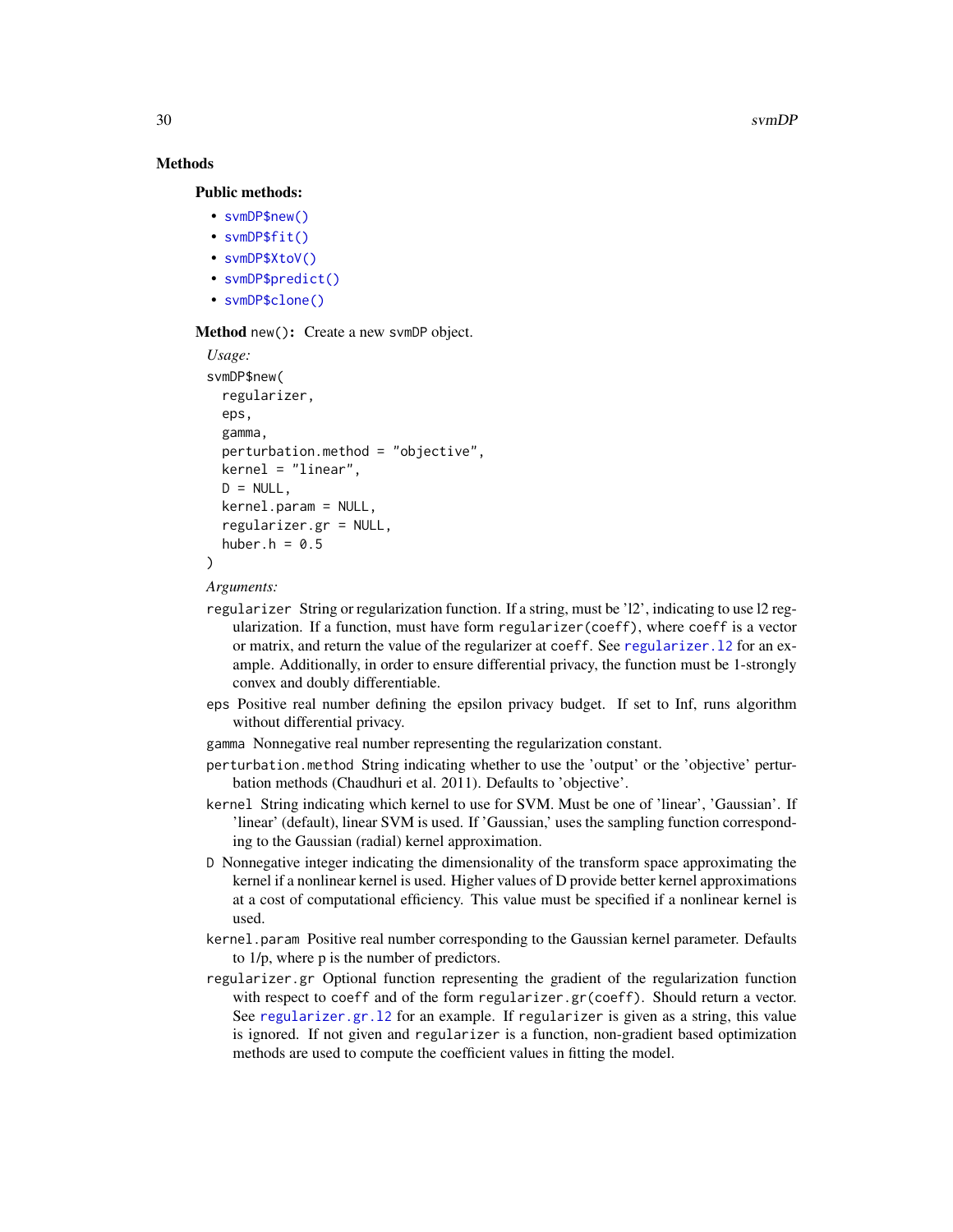## Methods

### Public methods:

- `svmDP$new()`
- `svmDP$fit()`
- `svmDP$XtoV()`
- `svmDP$predict()`
- `svmDP$clone()`

**Method** `new()`**:** Create a new `svmDP` object.

*Usage:*

```
svmDP$new(
  regularizer,
  eps,
  gamma,
  perturbation.method = "objective",
  kernel = "linear",
  D = NULL,
  kernel.param = NULL,
  regularizer.gr = NULL,
  huber.h = 0.5
)
```

*Arguments:*

`regularizer` String or regularization function. If a string, must be 'l2', indicating to use l2 regularization. If a function, must have form `regularizer(coeff)`, where `coeff` is a vector or matrix, and return the value of the regularizer at `coeff`. See `regularizer.l2` for an example. Additionally, in order to ensure differential privacy, the function must be 1-strongly convex and doubly differentiable.

`eps` Positive real number defining the epsilon privacy budget. If set to Inf, runs algorithm without differential privacy.

`gamma` Nonnegative real number representing the regularization constant.

`perturbation.method` String indicating whether to use the 'output' or the 'objective' perturbation methods (Chaudhuri et al. 2011). Defaults to 'objective'.

`kernel` String indicating which kernel to use for SVM. Must be one of 'linear', 'Gaussian'. If 'linear' (default), linear SVM is used. If 'Gaussian,' uses the sampling function corresponding to the Gaussian (radial) kernel approximation.

`D` Nonnegative integer indicating the dimensionality of the transform space approximating the kernel if a nonlinear kernel is used. Higher values of D provide better kernel approximations at a cost of computational efficiency. This value must be specified if a nonlinear kernel is used.

`kernel.param` Positive real number corresponding to the Gaussian kernel parameter. Defaults to 1/p, where p is the number of predictors.

`regularizer.gr` Optional function representing the gradient of the regularization function with respect to `coeff` and of the form `regularizer.gr(coeff)`. Should return a vector. See `regularizer.gr.l2` for an example. If `regularizer` is given as a string, this value is ignored. If not given and `regularizer` is a function, non-gradient based optimization methods are used to compute the coefficient values in fitting the model.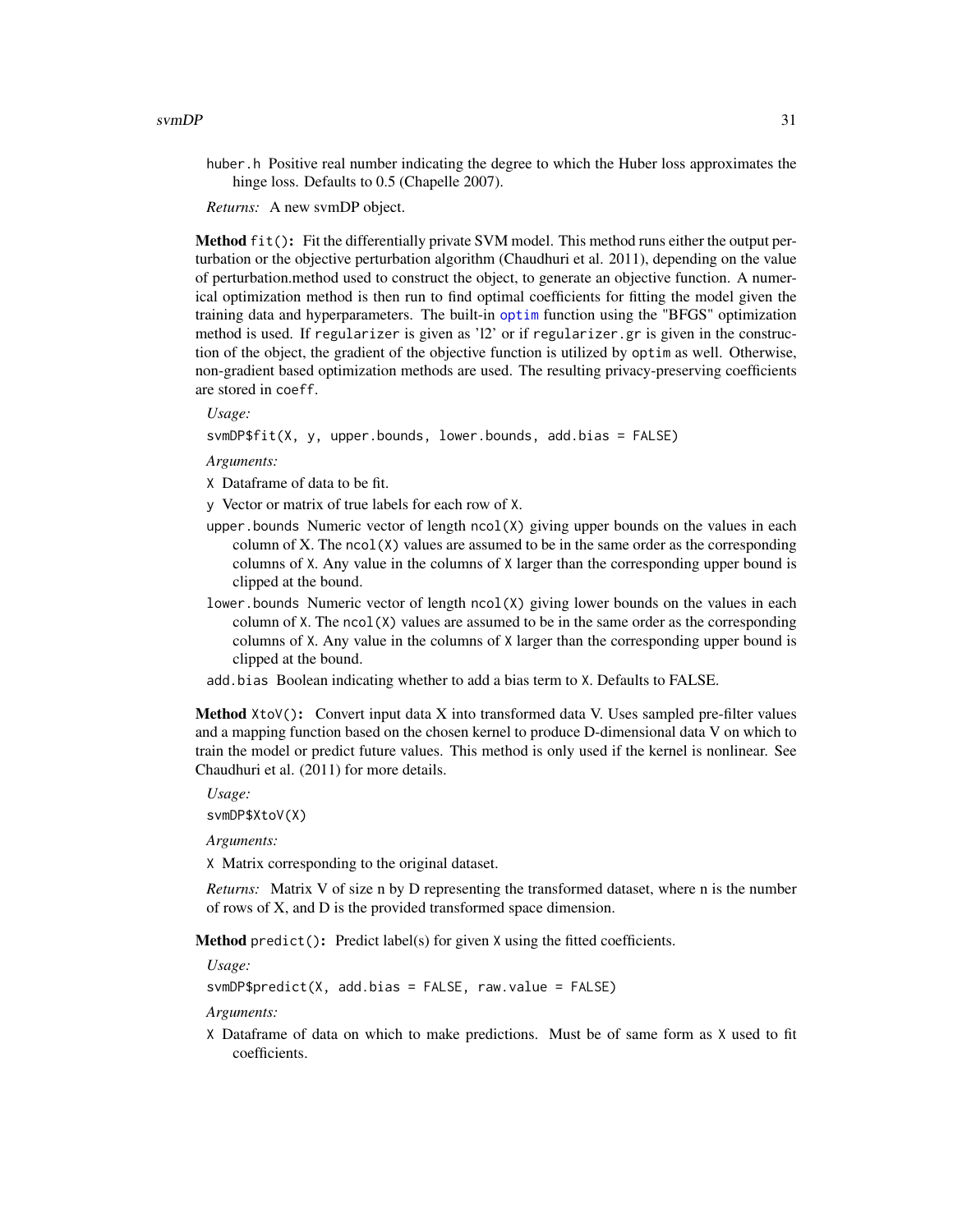huber.h Positive real number indicating the degree to which the Huber loss approximates the hinge loss. Defaults to 0.5 (Chapelle 2007).

*Returns:* A new svmDP object.

**Method** `fit()`**:** Fit the differentially private SVM model. This method runs either the output perturbation or the objective perturbation algorithm (Chaudhuri et al. 2011), depending on the value of perturbation.method used to construct the object, to generate an objective function. A numerical optimization method is then run to find optimal coefficients for fitting the model given the training data and hyperparameters. The built-in `optim` function using the "BFGS" optimization method is used. If `regularizer` is given as 'l2' or if `regularizer.gr` is given in the construction of the object, the gradient of the objective function is utilized by `optim` as well. Otherwise, non-gradient based optimization methods are used. The resulting privacy-preserving coefficients are stored in `coeff`.

*Usage:*

```
svmDP$fit(X, y, upper.bounds, lower.bounds, add.bias = FALSE)
```

*Arguments:*

- `X` Dataframe of data to be fit.
- `y` Vector or matrix of true labels for each row of `X`.
- `upper.bounds` Numeric vector of length `ncol(X)` giving upper bounds on the values in each column of X. The `ncol(X)` values are assumed to be in the same order as the corresponding columns of `X`. Any value in the columns of `X` larger than the corresponding upper bound is clipped at the bound.
- `lower.bounds` Numeric vector of length `ncol(X)` giving lower bounds on the values in each column of `X`. The `ncol(X)` values are assumed to be in the same order as the corresponding columns of `X`. Any value in the columns of `X` larger than the corresponding upper bound is clipped at the bound.
- `add.bias` Boolean indicating whether to add a bias term to `X`. Defaults to FALSE.

**Method** `XtoV()`**:** Convert input data X into transformed data V. Uses sampled pre-filter values and a mapping function based on the chosen kernel to produce D-dimensional data V on which to train the model or predict future values. This method is only used if the kernel is nonlinear. See Chaudhuri et al. (2011) for more details.

*Usage:*

```
svmDP$XtoV(X)
```

*Arguments:*

- `X` Matrix corresponding to the original dataset.

*Returns:* Matrix V of size n by D representing the transformed dataset, where n is the number of rows of X, and D is the provided transformed space dimension.

**Method** `predict()`**:** Predict label(s) for given `X` using the fitted coefficients.

*Usage:*

```
svmDP$predict(X, add.bias = FALSE, raw.value = FALSE)
```

*Arguments:*

- `X` Dataframe of data on which to make predictions. Must be of same form as `X` used to fit coefficients.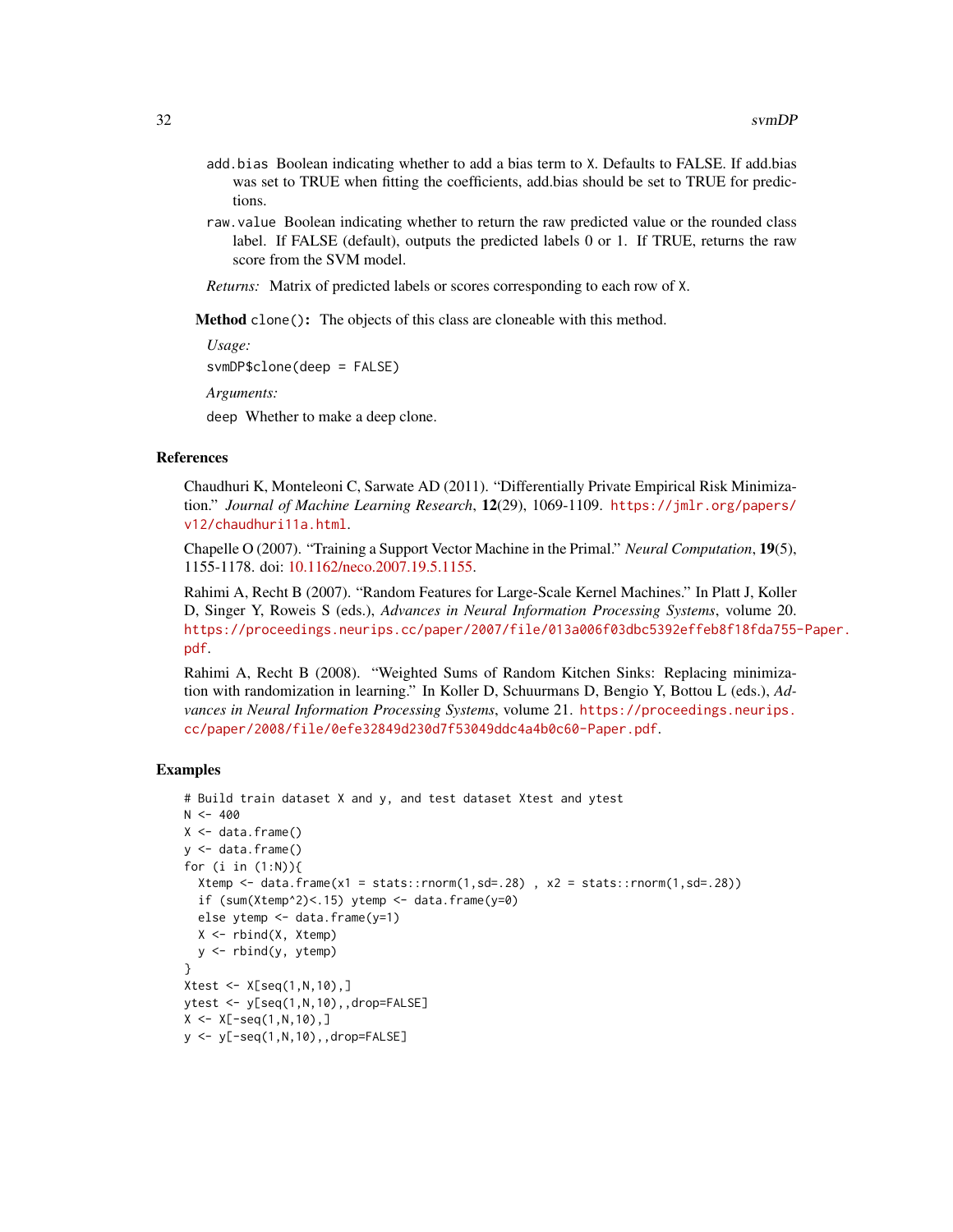`add.bias` Boolean indicating whether to add a bias term to `X`. Defaults to FALSE. If add.bias was set to TRUE when fitting the coefficients, add.bias should be set to TRUE for predictions.

`raw.value` Boolean indicating whether to return the raw predicted value or the rounded class label. If FALSE (default), outputs the predicted labels 0 or 1. If TRUE, returns the raw score from the SVM model.

*Returns:* Matrix of predicted labels or scores corresponding to each row of `X`.

**Method** `clone()`**:** The objects of this class are cloneable with this method.

*Usage:*

```
svmDP$clone(deep = FALSE)
```

*Arguments:*

`deep` Whether to make a deep clone.

### References

Chaudhuri K, Monteleoni C, Sarwate AD (2011). "Differentially Private Empirical Risk Minimization." *Journal of Machine Learning Research*, **12**(29), 1069-1109. https://jmlr.org/papers/v12/chaudhuri11a.html.

Chapelle O (2007). "Training a Support Vector Machine in the Primal." *Neural Computation*, **19**(5), 1155-1178. doi: 10.1162/neco.2007.19.5.1155.

Rahimi A, Recht B (2007). "Random Features for Large-Scale Kernel Machines." In Platt J, Koller D, Singer Y, Roweis S (eds.), *Advances in Neural Information Processing Systems*, volume 20. https://proceedings.neurips.cc/paper/2007/file/013a006f03dbc5392effeb8f18fda755-Paper.pdf.

Rahimi A, Recht B (2008). "Weighted Sums of Random Kitchen Sinks: Replacing minimization with randomization in learning." In Koller D, Schuurmans D, Bengio Y, Bottou L (eds.), *Advances in Neural Information Processing Systems*, volume 21. https://proceedings.neurips.cc/paper/2008/file/0efe32849d230d7f53049ddc4a4b0c60-Paper.pdf.

### Examples

```
# Build train dataset X and y, and test dataset Xtest and ytest
N <- 400
X <- data.frame()
y <- data.frame()
for (i in (1:N)){
  Xtemp <- data.frame(x1 = stats::rnorm(1,sd=.28) , x2 = stats::rnorm(1,sd=.28))
  if (sum(Xtemp^2)<.15) ytemp <- data.frame(y=0)
  else ytemp <- data.frame(y=1)
  X <- rbind(X, Xtemp)
  y <- rbind(y, ytemp)
}
Xtest <- X[seq(1,N,10),]
ytest <- y[seq(1,N,10),,drop=FALSE]
X <- X[-seq(1,N,10),]
y <- y[-seq(1,N,10),,drop=FALSE]
```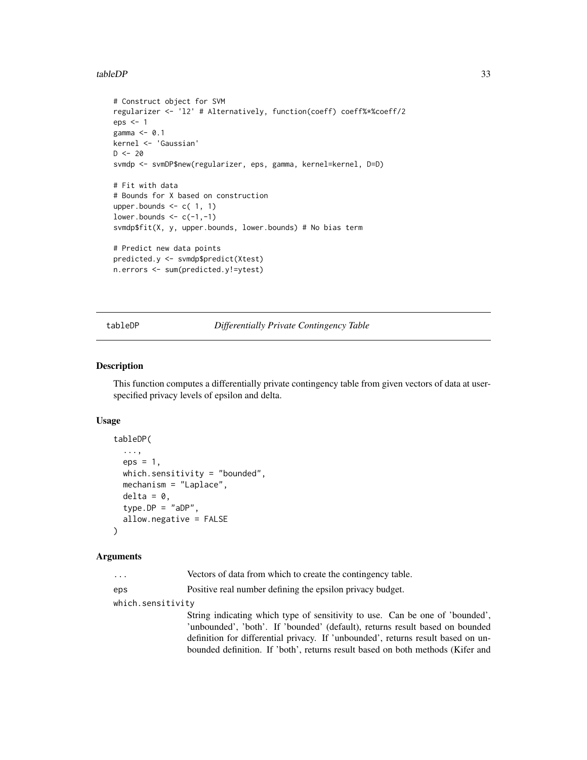```
# Construct object for SVM
regularizer <- 'l2' # Alternatively, function(coeff) coeff%*%coeff/2
eps <- 1
gamma <- 0.1
kernel <- 'Gaussian'
D <- 20
svmdp <- svmDP$new(regularizer, eps, gamma, kernel=kernel, D=D)

# Fit with data
# Bounds for X based on construction
upper.bounds <- c( 1, 1)
lower.bounds <- c(-1,-1)
svmdp$fit(X, y, upper.bounds, lower.bounds) # No bias term

# Predict new data points
predicted.y <- svmdp$predict(Xtest)
n.errors <- sum(predicted.y!=ytest)
```

---

## tableDP — *Differentially Private Contingency Table*

---

### Description

This function computes a differentially private contingency table from given vectors of data at user-specified privacy levels of epsilon and delta.

### Usage

```
tableDP(
  ...,
  eps = 1,
  which.sensitivity = "bounded",
  mechanism = "Laplace",
  delta = 0,
  type.DP = "aDP",
  allow.negative = FALSE
)
```

### Arguments

| | |
|---|---|
| ... | Vectors of data from which to create the contingency table. |
| eps | Positive real number defining the epsilon privacy budget. |
| which.sensitivity | String indicating which type of sensitivity to use. Can be one of 'bounded', 'unbounded', 'both'. If 'bounded' (default), returns result based on bounded definition for differential privacy. If 'unbounded', returns result based on unbounded definition. If 'both', returns result based on both methods (Kifer and |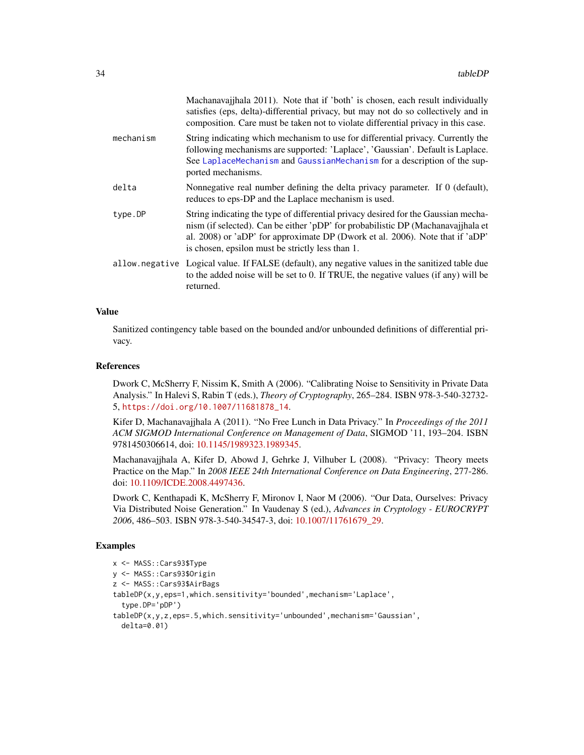Machanavajjhala 2011). Note that if 'both' is chosen, each result individually satisfies (eps, delta)-differential privacy, but may not do so collectively and in composition. Care must be taken not to violate differential privacy in this case.

mechanism
: String indicating which mechanism to use for differential privacy. Currently the following mechanisms are supported: 'Laplace', 'Gaussian'. Default is Laplace. See `LaplaceMechanism` and `GaussianMechanism` for a description of the supported mechanisms.

delta
: Nonnegative real number defining the delta privacy parameter. If 0 (default), reduces to eps-DP and the Laplace mechanism is used.

type.DP
: String indicating the type of differential privacy desired for the Gaussian mechanism (if selected). Can be either 'pDP' for probabilistic DP (Machanavajjhala et al. 2008) or 'aDP' for approximate DP (Dwork et al. 2006). Note that if 'aDP' is chosen, epsilon must be strictly less than 1.

allow.negative
: Logical value. If FALSE (default), any negative values in the sanitized table due to the added noise will be set to 0. If TRUE, the negative values (if any) will be returned.

## Value

Sanitized contingency table based on the bounded and/or unbounded definitions of differential privacy.

## References

Dwork C, McSherry F, Nissim K, Smith A (2006). "Calibrating Noise to Sensitivity in Private Data Analysis." In Halevi S, Rabin T (eds.), *Theory of Cryptography*, 265–284. ISBN 978-3-540-32732-5, https://doi.org/10.1007/11681878_14.

Kifer D, Machanavajjhala A (2011). "No Free Lunch in Data Privacy." In *Proceedings of the 2011 ACM SIGMOD International Conference on Management of Data*, SIGMOD '11, 193–204. ISBN 9781450306614, doi: 10.1145/1989323.1989345.

Machanavajjhala A, Kifer D, Abowd J, Gehrke J, Vilhuber L (2008). "Privacy: Theory meets Practice on the Map." In *2008 IEEE 24th International Conference on Data Engineering*, 277-286. doi: 10.1109/ICDE.2008.4497436.

Dwork C, Kenthapadi K, McSherry F, Mironov I, Naor M (2006). "Our Data, Ourselves: Privacy Via Distributed Noise Generation." In Vaudenay S (ed.), *Advances in Cryptology - EUROCRYPT 2006*, 486–503. ISBN 978-3-540-34547-3, doi: 10.1007/11761679_29.

## Examples

```
x <- MASS::Cars93$Type
y <- MASS::Cars93$Origin
z <- MASS::Cars93$AirBags
tableDP(x,y,eps=1,which.sensitivity='bounded',mechanism='Laplace',
  type.DP='pDP')
tableDP(x,y,z,eps=.5,which.sensitivity='unbounded',mechanism='Gaussian',
  delta=0.01)
```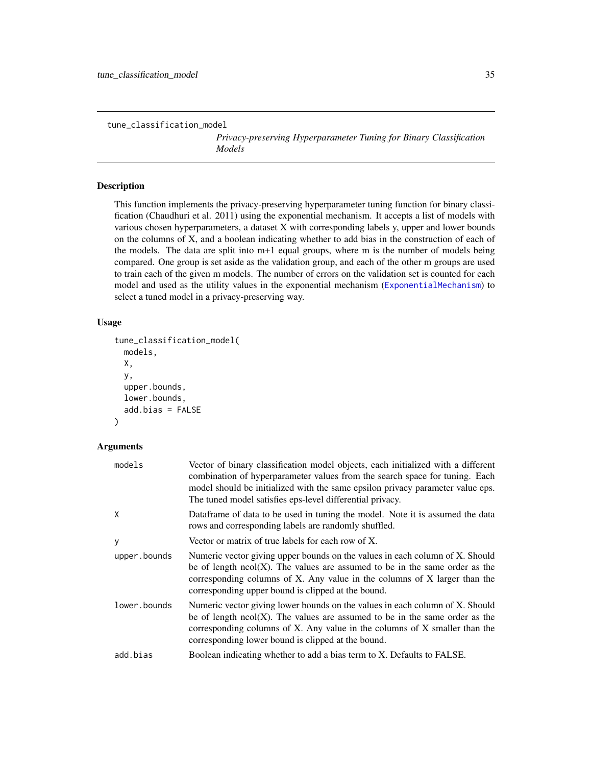tune_classification_model

*Privacy-preserving Hyperparameter Tuning for Binary Classification Models*

## Description

This function implements the privacy-preserving hyperparameter tuning function for binary classification (Chaudhuri et al. 2011) using the exponential mechanism. It accepts a list of models with various chosen hyperparameters, a dataset X with corresponding labels y, upper and lower bounds on the columns of X, and a boolean indicating whether to add bias in the construction of each of the models. The data are split into m+1 equal groups, where m is the number of models being compared. One group is set aside as the validation group, and each of the other m groups are used to train each of the given m models. The number of errors on the validation set is counted for each model and used as the utility values in the exponential mechanism (ExponentialMechanism) to select a tuned model in a privacy-preserving way.

## Usage

```
tune_classification_model(
  models,
  X,
  y,
  upper.bounds,
  lower.bounds,
  add.bias = FALSE
)
```

## Arguments

| | |
|---|---|
| models | Vector of binary classification model objects, each initialized with a different combination of hyperparameter values from the search space for tuning. Each model should be initialized with the same epsilon privacy parameter value eps. The tuned model satisfies eps-level differential privacy. |
| X | Dataframe of data to be used in tuning the model. Note it is assumed the data rows and corresponding labels are randomly shuffled. |
| y | Vector or matrix of true labels for each row of X. |
| upper.bounds | Numeric vector giving upper bounds on the values in each column of X. Should be of length ncol(X). The values are assumed to be in the same order as the corresponding columns of X. Any value in the columns of X larger than the corresponding upper bound is clipped at the bound. |
| lower.bounds | Numeric vector giving lower bounds on the values in each column of X. Should be of length ncol(X). The values are assumed to be in the same order as the corresponding columns of X. Any value in the columns of X smaller than the corresponding lower bound is clipped at the bound. |
| add.bias | Boolean indicating whether to add a bias term to X. Defaults to FALSE. |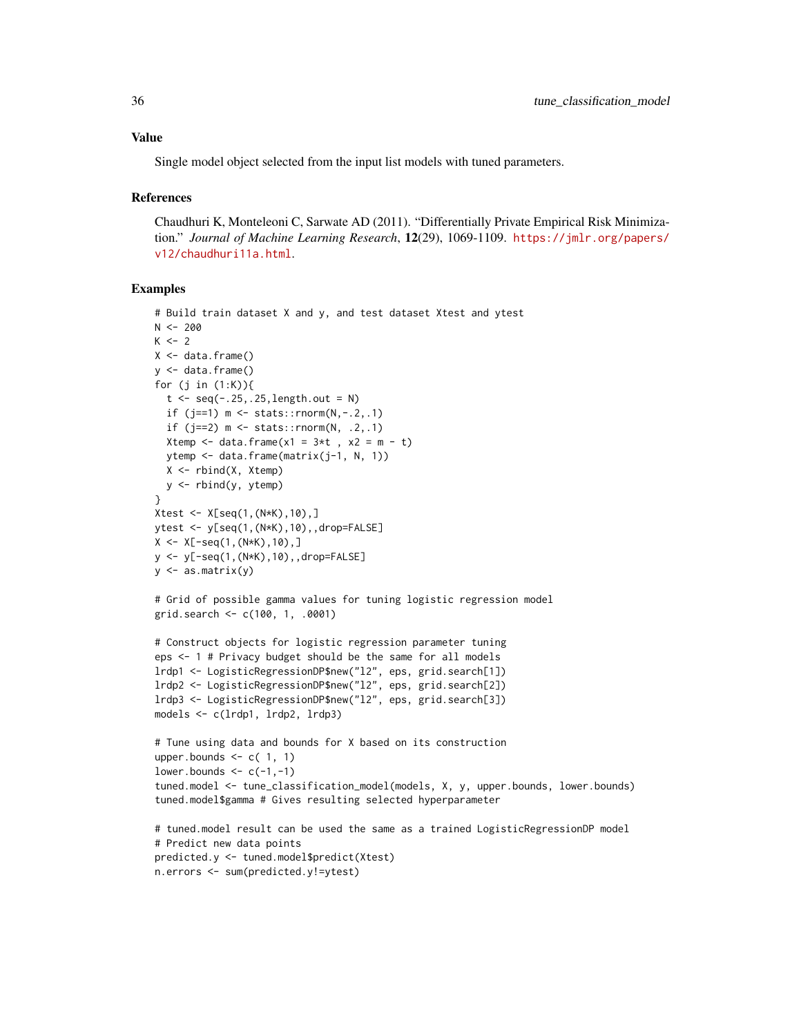### Value

Single model object selected from the input list models with tuned parameters.

### References

Chaudhuri K, Monteleoni C, Sarwate AD (2011). "Differentially Private Empirical Risk Minimization." *Journal of Machine Learning Research*, **12**(29), 1069-1109. https://jmlr.org/papers/v12/chaudhuri11a.html.

### Examples

```
# Build train dataset X and y, and test dataset Xtest and ytest
N <- 200
K <- 2
X <- data.frame()
y <- data.frame()
for (j in (1:K)){
  t <- seq(-.25,.25,length.out = N)
  if (j==1) m <- stats::rnorm(N,-.2,.1)
  if (j==2) m <- stats::rnorm(N, .2,.1)
  Xtemp <- data.frame(x1 = 3*t , x2 = m - t)
  ytemp <- data.frame(matrix(j-1, N, 1))
  X <- rbind(X, Xtemp)
  y <- rbind(y, ytemp)
}
Xtest <- X[seq(1,(N*K),10),]
ytest <- y[seq(1,(N*K),10),,drop=FALSE]
X <- X[-seq(1,(N*K),10),]
y <- y[-seq(1,(N*K),10),,drop=FALSE]
y <- as.matrix(y)

# Grid of possible gamma values for tuning logistic regression model
grid.search <- c(100, 1, .0001)

# Construct objects for logistic regression parameter tuning
eps <- 1 # Privacy budget should be the same for all models
lrdp1 <- LogisticRegressionDP$new("l2", eps, grid.search[1])
lrdp2 <- LogisticRegressionDP$new("l2", eps, grid.search[2])
lrdp3 <- LogisticRegressionDP$new("l2", eps, grid.search[3])
models <- c(lrdp1, lrdp2, lrdp3)

# Tune using data and bounds for X based on its construction
upper.bounds <- c( 1, 1)
lower.bounds <- c(-1,-1)
tuned.model <- tune_classification_model(models, X, y, upper.bounds, lower.bounds)
tuned.model$gamma # Gives resulting selected hyperparameter

# tuned.model result can be used the same as a trained LogisticRegressionDP model
# Predict new data points
predicted.y <- tuned.model$predict(Xtest)
n.errors <- sum(predicted.y!=ytest)
```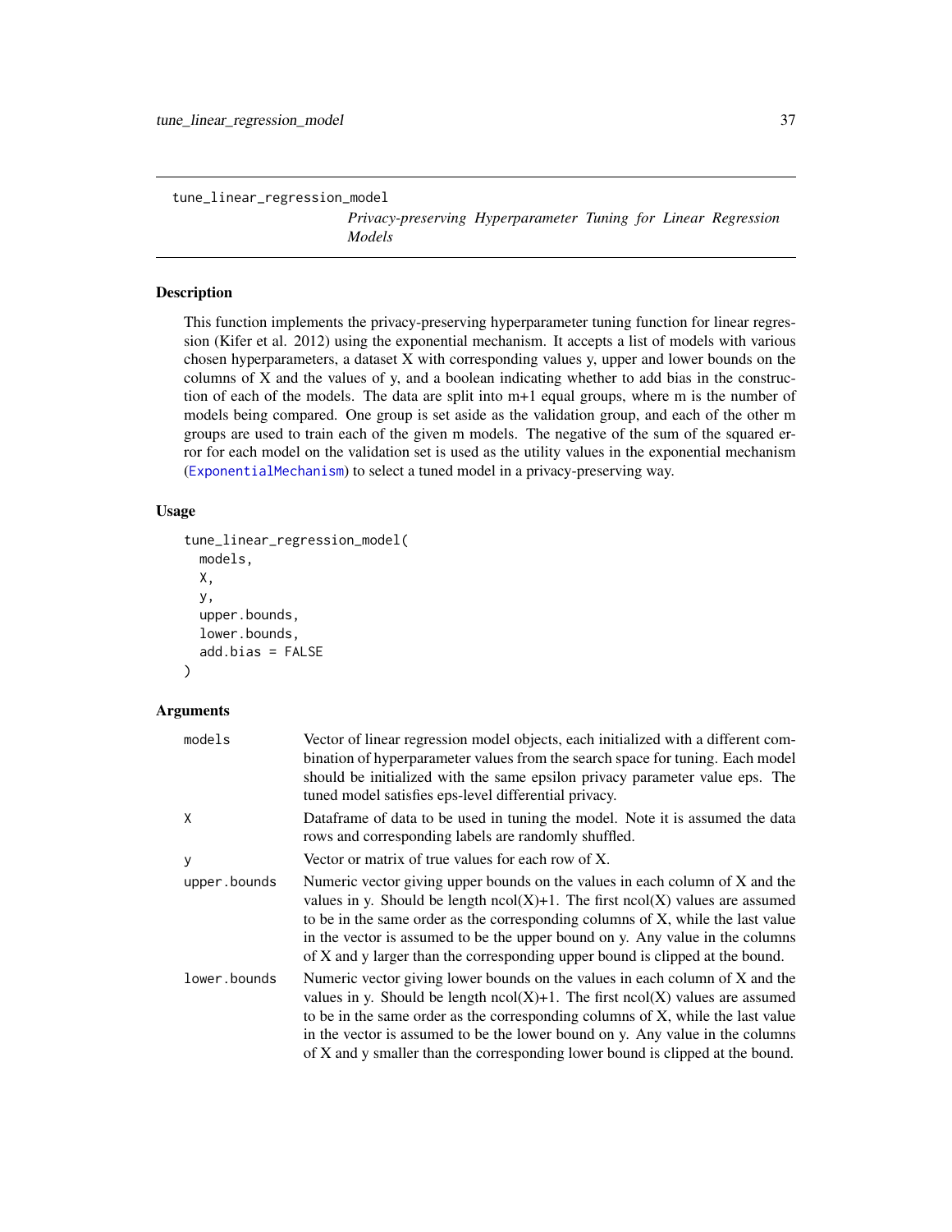tune_linear_regression_model

*Privacy-preserving Hyperparameter Tuning for Linear Regression Models*

### Description

This function implements the privacy-preserving hyperparameter tuning function for linear regression (Kifer et al. 2012) using the exponential mechanism. It accepts a list of models with various chosen hyperparameters, a dataset X with corresponding values y, upper and lower bounds on the columns of X and the values of y, and a boolean indicating whether to add bias in the construction of each of the models. The data are split into m+1 equal groups, where m is the number of models being compared. One group is set aside as the validation group, and each of the other m groups are used to train each of the given m models. The negative of the sum of the squared error for each model on the validation set is used as the utility values in the exponential mechanism (ExponentialMechanism) to select a tuned model in a privacy-preserving way.

### Usage

```
tune_linear_regression_model(
  models,
  X,
  y,
  upper.bounds,
  lower.bounds,
  add.bias = FALSE
)
```

### Arguments

| | |
|---|---|
| models | Vector of linear regression model objects, each initialized with a different combination of hyperparameter values from the search space for tuning. Each model should be initialized with the same epsilon privacy parameter value eps. The tuned model satisfies eps-level differential privacy. |
| X | Dataframe of data to be used in tuning the model. Note it is assumed the data rows and corresponding labels are randomly shuffled. |
| y | Vector or matrix of true values for each row of X. |
| upper.bounds | Numeric vector giving upper bounds on the values in each column of X and the values in y. Should be length ncol(X)+1. The first ncol(X) values are assumed to be in the same order as the corresponding columns of X, while the last value in the vector is assumed to be the upper bound on y. Any value in the columns of X and y larger than the corresponding upper bound is clipped at the bound. |
| lower.bounds | Numeric vector giving lower bounds on the values in each column of X and the values in y. Should be length ncol(X)+1. The first ncol(X) values are assumed to be in the same order as the corresponding columns of X, while the last value in the vector is assumed to be the lower bound on y. Any value in the columns of X and y smaller than the corresponding lower bound is clipped at the bound. |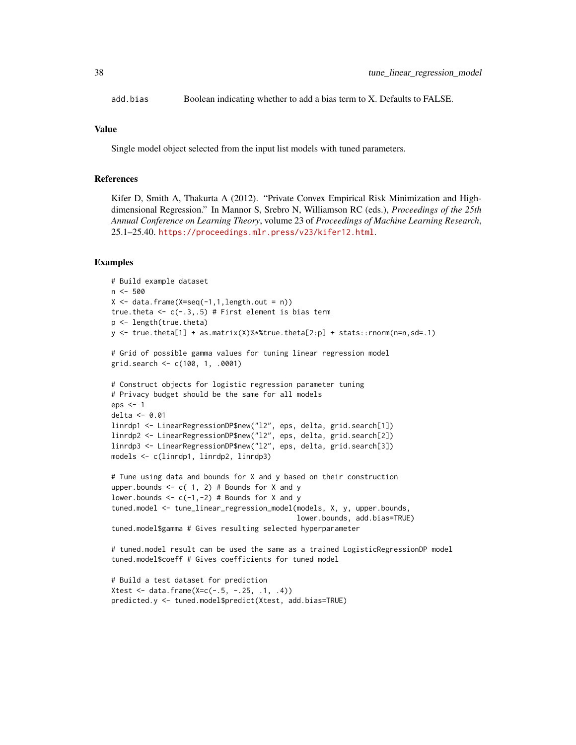add.bias Boolean indicating whether to add a bias term to X. Defaults to FALSE.

## Value

Single model object selected from the input list models with tuned parameters.

## References

Kifer D, Smith A, Thakurta A (2012). "Private Convex Empirical Risk Minimization and High-dimensional Regression." In Mannor S, Srebro N, Williamson RC (eds.), *Proceedings of the 25th Annual Conference on Learning Theory*, volume 23 of *Proceedings of Machine Learning Research*, 25.1–25.40. https://proceedings.mlr.press/v23/kifer12.html.

## Examples

```
# Build example dataset
n <- 500
X <- data.frame(X=seq(-1,1,length.out = n))
true.theta <- c(-.3,.5) # First element is bias term
p <- length(true.theta)
y <- true.theta[1] + as.matrix(X)%*%true.theta[2:p] + stats::rnorm(n=n,sd=.1)

# Grid of possible gamma values for tuning linear regression model
grid.search <- c(100, 1, .0001)

# Construct objects for logistic regression parameter tuning
# Privacy budget should be the same for all models
eps <- 1
delta <- 0.01
linrdp1 <- LinearRegressionDP$new("l2", eps, delta, grid.search[1])
linrdp2 <- LinearRegressionDP$new("l2", eps, delta, grid.search[2])
linrdp3 <- LinearRegressionDP$new("l2", eps, delta, grid.search[3])
models <- c(linrdp1, linrdp2, linrdp3)

# Tune using data and bounds for X and y based on their construction
upper.bounds <- c( 1, 2) # Bounds for X and y
lower.bounds <- c(-1,-2) # Bounds for X and y
tuned.model <- tune_linear_regression_model(models, X, y, upper.bounds,
                                            lower.bounds, add.bias=TRUE)
tuned.model$gamma # Gives resulting selected hyperparameter

# tuned.model result can be used the same as a trained LogisticRegressionDP model
tuned.model$coeff # Gives coefficients for tuned model

# Build a test dataset for prediction
Xtest <- data.frame(X=c(-.5, -.25, .1, .4))
predicted.y <- tuned.model$predict(Xtest, add.bias=TRUE)
```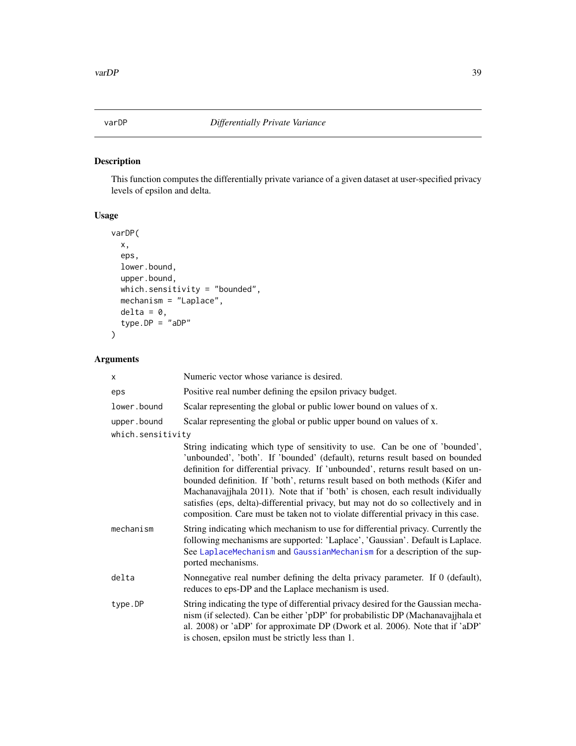# varDP *Differentially Private Variance*

## Description

This function computes the differentially private variance of a given dataset at user-specified privacy levels of epsilon and delta.

## Usage

```
varDP(
  x,
  eps,
  lower.bound,
  upper.bound,
  which.sensitivity = "bounded",
  mechanism = "Laplace",
  delta = 0,
  type.DP = "aDP"
)
```

## Arguments

| Argument | Description |
|---|---|
| x | Numeric vector whose variance is desired. |
| eps | Positive real number defining the epsilon privacy budget. |
| lower.bound | Scalar representing the global or public lower bound on values of x. |
| upper.bound | Scalar representing the global or public upper bound on values of x. |
| which.sensitivity | String indicating which type of sensitivity to use. Can be one of 'bounded', 'unbounded', 'both'. If 'bounded' (default), returns result based on bounded definition for differential privacy. If 'unbounded', returns result based on unbounded definition. If 'both', returns result based on both methods (Kifer and Machanavajjhala 2011). Note that if 'both' is chosen, each result individually satisfies (eps, delta)-differential privacy, but may not do so collectively and in composition. Care must be taken not to violate differential privacy in this case. |
| mechanism | String indicating which mechanism to use for differential privacy. Currently the following mechanisms are supported: 'Laplace', 'Gaussian'. Default is Laplace. See LaplaceMechanism and GaussianMechanism for a description of the supported mechanisms. |
| delta | Nonnegative real number defining the delta privacy parameter. If 0 (default), reduces to eps-DP and the Laplace mechanism is used. |
| type.DP | String indicating the type of differential privacy desired for the Gaussian mechanism (if selected). Can be either 'pDP' for probabilistic DP (Machanavajjhala et al. 2008) or 'aDP' for approximate DP (Dwork et al. 2006). Note that if 'aDP' is chosen, epsilon must be strictly less than 1. |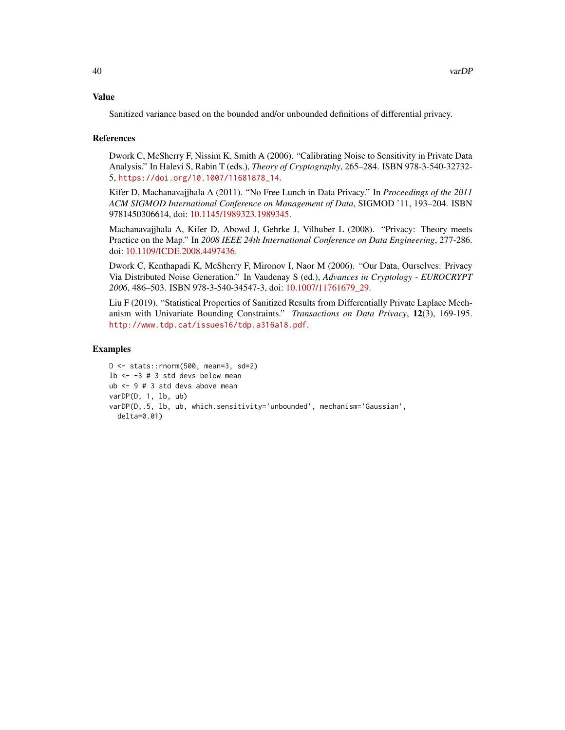## Value

Sanitized variance based on the bounded and/or unbounded definitions of differential privacy.

## References

Dwork C, McSherry F, Nissim K, Smith A (2006). "Calibrating Noise to Sensitivity in Private Data Analysis." In Halevi S, Rabin T (eds.), *Theory of Cryptography*, 265–284. ISBN 978-3-540-32732-5, https://doi.org/10.1007/11681878_14.

Kifer D, Machanavajjhala A (2011). "No Free Lunch in Data Privacy." In *Proceedings of the 2011 ACM SIGMOD International Conference on Management of Data*, SIGMOD '11, 193–204. ISBN 9781450306614, doi: 10.1145/1989323.1989345.

Machanavajjhala A, Kifer D, Abowd J, Gehrke J, Vilhuber L (2008). "Privacy: Theory meets Practice on the Map." In *2008 IEEE 24th International Conference on Data Engineering*, 277-286. doi: 10.1109/ICDE.2008.4497436.

Dwork C, Kenthapadi K, McSherry F, Mironov I, Naor M (2006). "Our Data, Ourselves: Privacy Via Distributed Noise Generation." In Vaudenay S (ed.), *Advances in Cryptology - EUROCRYPT 2006*, 486–503. ISBN 978-3-540-34547-3, doi: 10.1007/11761679_29.

Liu F (2019). "Statistical Properties of Sanitized Results from Differentially Private Laplace Mechanism with Univariate Bounding Constraints." *Transactions on Data Privacy*, **12**(3), 169-195. http://www.tdp.cat/issues16/tdp.a316a18.pdf.

## Examples

```
D <- stats::rnorm(500, mean=3, sd=2)
lb <- -3 # 3 std devs below mean
ub <- 9 # 3 std devs above mean
varDP(D, 1, lb, ub)
varDP(D,.5, lb, ub, which.sensitivity='unbounded', mechanism='Gaussian',
  delta=0.01)
```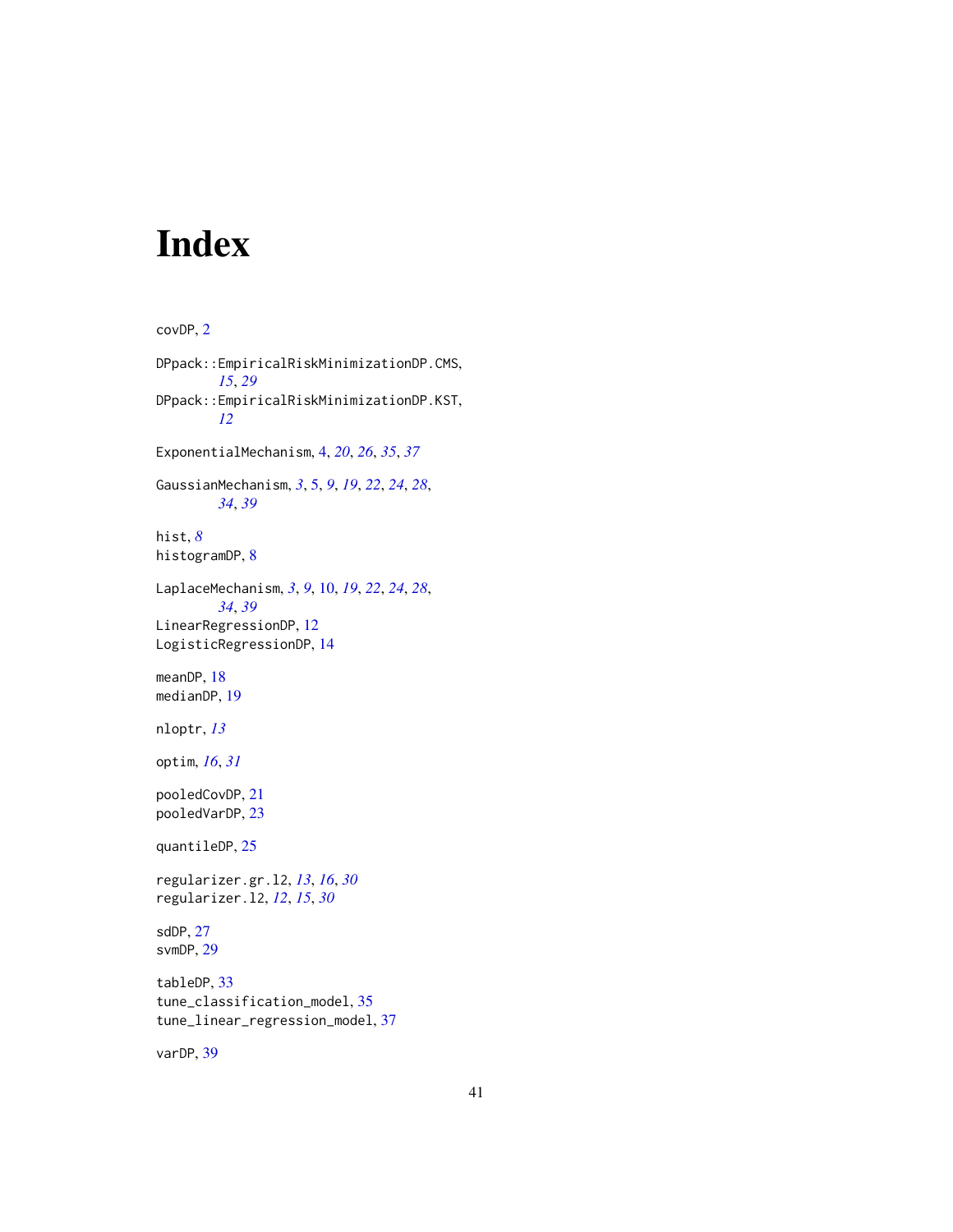# Index

covDP, 2

DPpack::EmpiricalRiskMinimizationDP.CMS, *15*, *29*
DPpack::EmpiricalRiskMinimizationDP.KST, *12*

ExponentialMechanism, 4, *20*, *26*, *35*, *37*

GaussianMechanism, *3*, 5, *9*, *19*, *22*, *24*, *28*, *34*, *39*

hist, *8*
histogramDP, 8

LaplaceMechanism, *3*, *9*, 10, *19*, *22*, *24*, *28*, *34*, *39*
LinearRegressionDP, 12
LogisticRegressionDP, 14

meanDP, 18
medianDP, 19

nloptr, *13*

optim, *16*, *31*

pooledCovDP, 21
pooledVarDP, 23

quantileDP, 25

regularizer.gr.l2, *13*, *16*, *30*
regularizer.l2, *12*, *15*, *30*

sdDP, 27
svmDP, 29

tableDP, 33
tune_classification_model, 35
tune_linear_regression_model, 37

varDP, 39